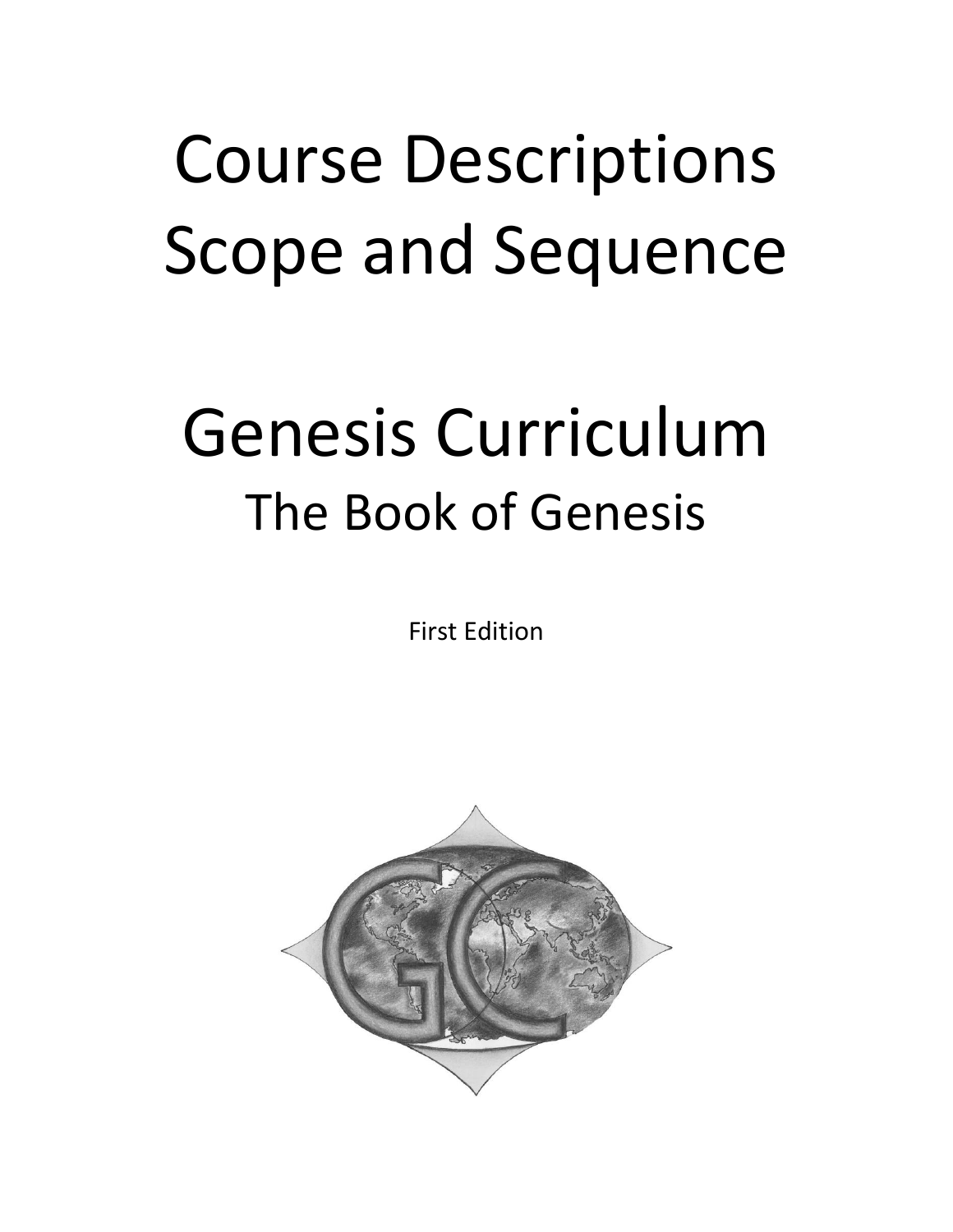# Course Descriptions
# Scope and Sequence

# Genesis Curriculum
## The Book of Genesis

First Edition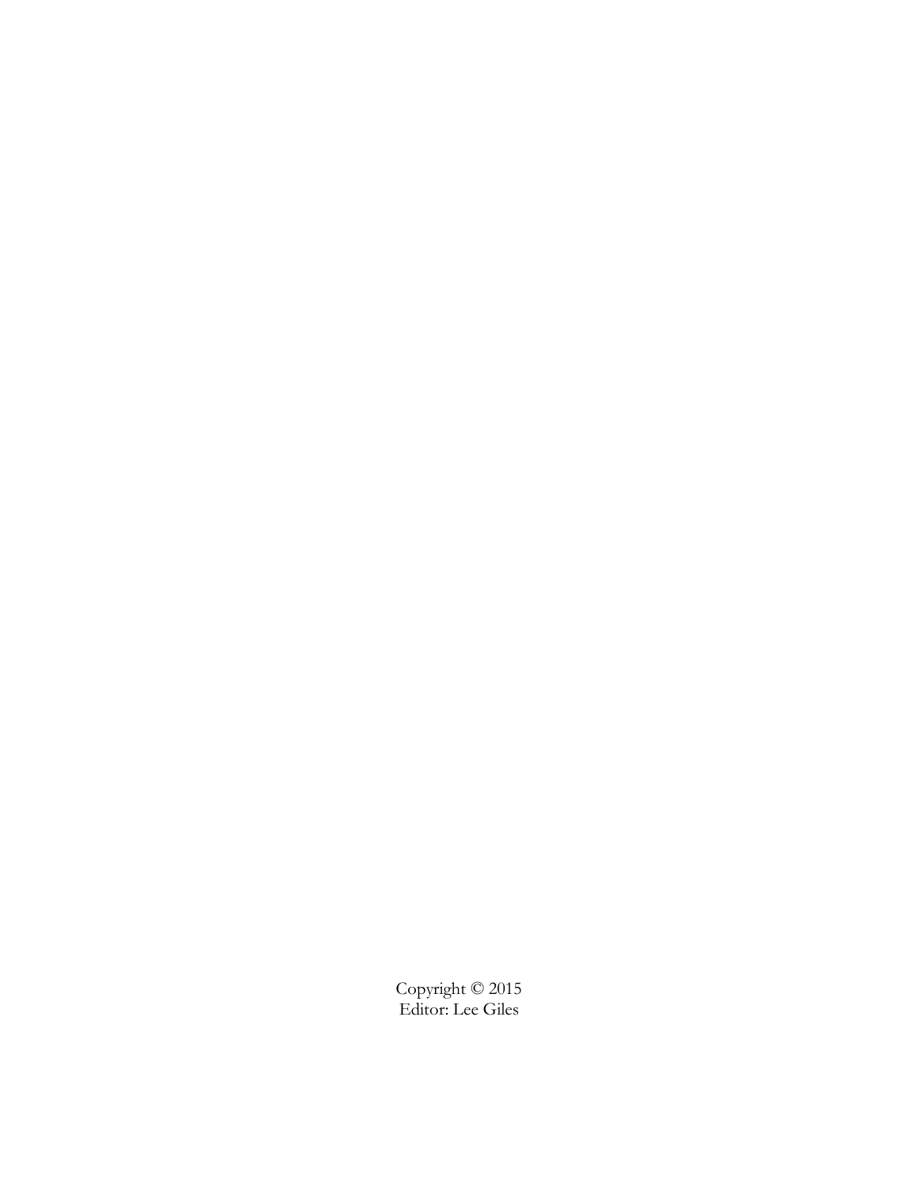Copyright © 2015
Editor: Lee Giles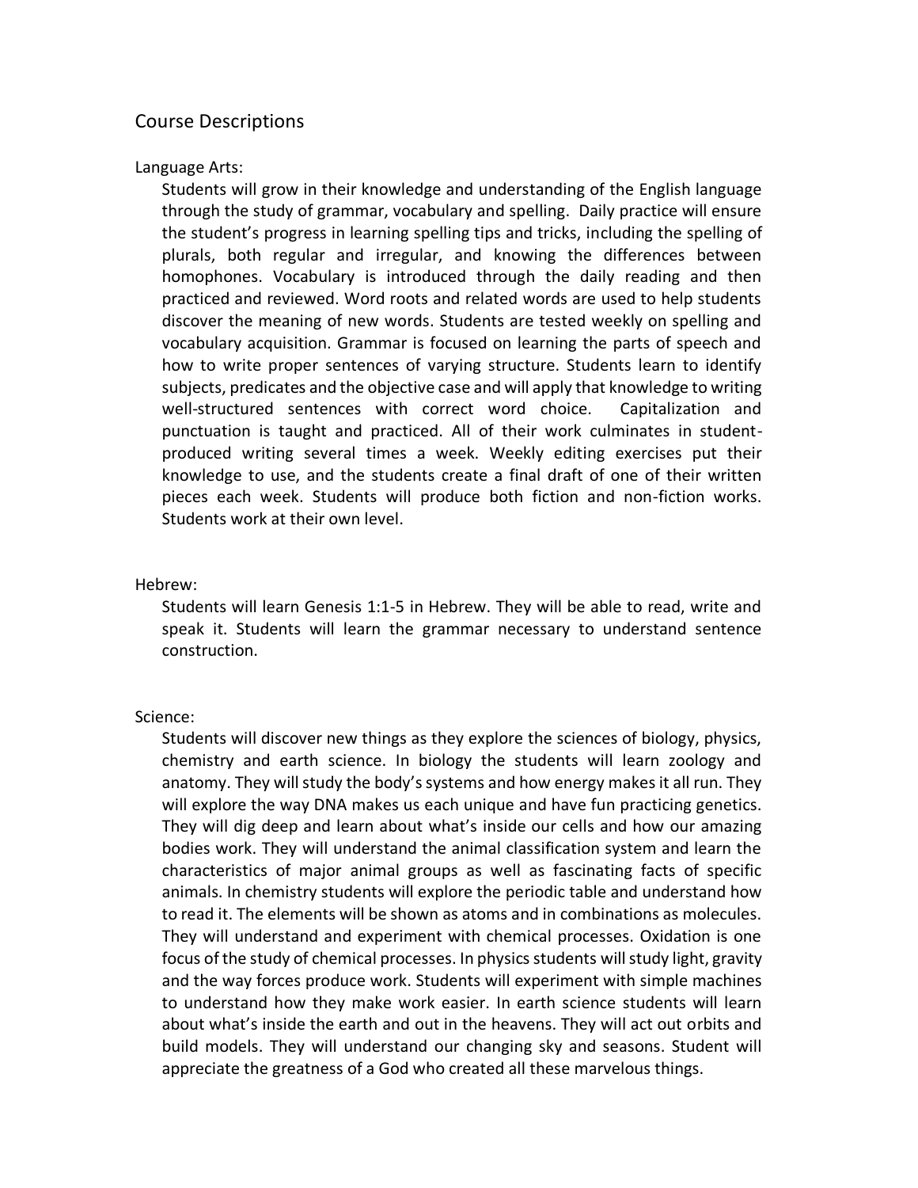## Course Descriptions

### Language Arts:

Students will grow in their knowledge and understanding of the English language through the study of grammar, vocabulary and spelling. Daily practice will ensure the student's progress in learning spelling tips and tricks, including the spelling of plurals, both regular and irregular, and knowing the differences between homophones. Vocabulary is introduced through the daily reading and then practiced and reviewed. Word roots and related words are used to help students discover the meaning of new words. Students are tested weekly on spelling and vocabulary acquisition. Grammar is focused on learning the parts of speech and how to write proper sentences of varying structure. Students learn to identify subjects, predicates and the objective case and will apply that knowledge to writing well-structured sentences with correct word choice. Capitalization and punctuation is taught and practiced. All of their work culminates in student-produced writing several times a week. Weekly editing exercises put their knowledge to use, and the students create a final draft of one of their written pieces each week. Students will produce both fiction and non-fiction works. Students work at their own level.

### Hebrew:

Students will learn Genesis 1:1-5 in Hebrew. They will be able to read, write and speak it. Students will learn the grammar necessary to understand sentence construction.

### Science:

Students will discover new things as they explore the sciences of biology, physics, chemistry and earth science. In biology the students will learn zoology and anatomy. They will study the body's systems and how energy makes it all run. They will explore the way DNA makes us each unique and have fun practicing genetics. They will dig deep and learn about what's inside our cells and how our amazing bodies work. They will understand the animal classification system and learn the characteristics of major animal groups as well as fascinating facts of specific animals. In chemistry students will explore the periodic table and understand how to read it. The elements will be shown as atoms and in combinations as molecules. They will understand and experiment with chemical processes. Oxidation is one focus of the study of chemical processes. In physics students will study light, gravity and the way forces produce work. Students will experiment with simple machines to understand how they make work easier. In earth science students will learn about what's inside the earth and out in the heavens. They will act out orbits and build models. They will understand our changing sky and seasons. Student will appreciate the greatness of a God who created all these marvelous things.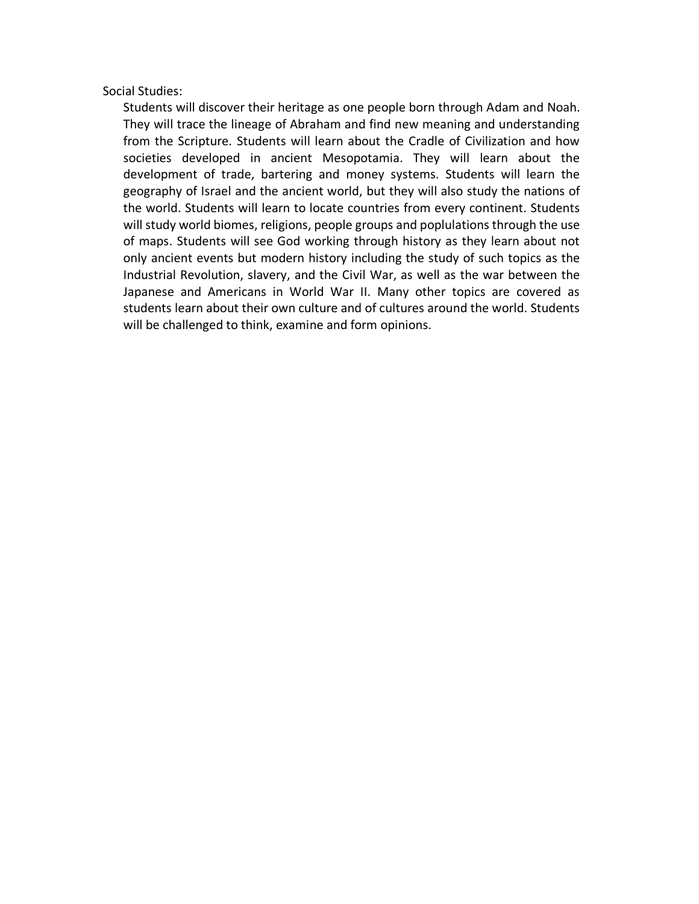Social Studies:

Students will discover their heritage as one people born through Adam and Noah. They will trace the lineage of Abraham and find new meaning and understanding from the Scripture. Students will learn about the Cradle of Civilization and how societies developed in ancient Mesopotamia. They will learn about the development of trade, bartering and money systems. Students will learn the geography of Israel and the ancient world, but they will also study the nations of the world. Students will learn to locate countries from every continent. Students will study world biomes, religions, people groups and poplulations through the use of maps. Students will see God working through history as they learn about not only ancient events but modern history including the study of such topics as the Industrial Revolution, slavery, and the Civil War, as well as the war between the Japanese and Americans in World War II. Many other topics are covered as students learn about their own culture and of cultures around the world. Students will be challenged to think, examine and form opinions.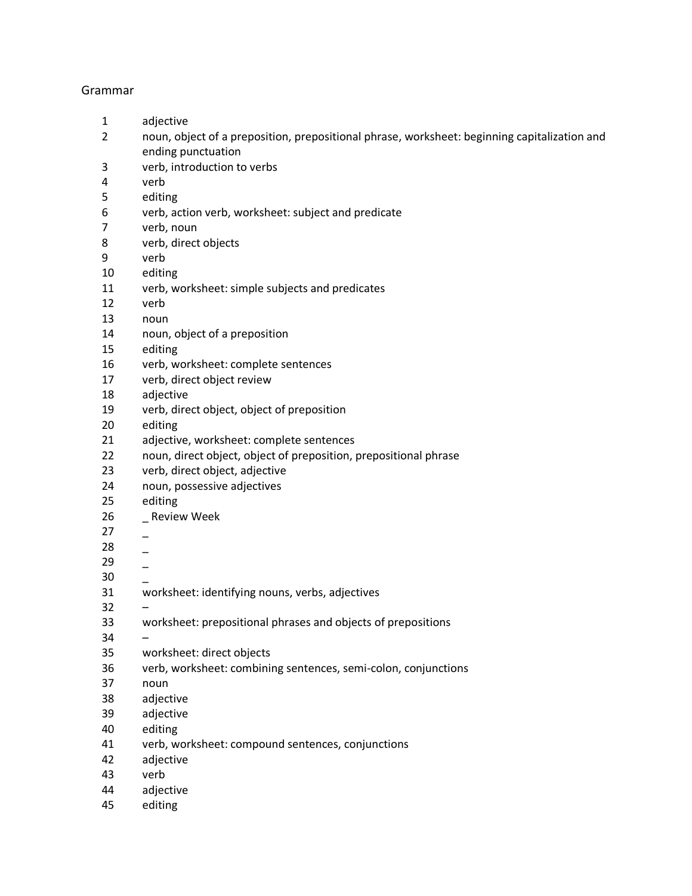Grammar

| | |
|---|---|
| 1 | adjective |
| 2 | noun, object of a preposition, prepositional phrase, worksheet: beginning capitalization and ending punctuation |
| 3 | verb, introduction to verbs |
| 4 | verb |
| 5 | editing |
| 6 | verb, action verb, worksheet: subject and predicate |
| 7 | verb, noun |
| 8 | verb, direct objects |
| 9 | verb |
| 10 | editing |
| 11 | verb, worksheet: simple subjects and predicates |
| 12 | verb |
| 13 | noun |
| 14 | noun, object of a preposition |
| 15 | editing |
| 16 | verb, worksheet: complete sentences |
| 17 | verb, direct object review |
| 18 | adjective |
| 19 | verb, direct object, object of preposition |
| 20 | editing |
| 21 | adjective, worksheet: complete sentences |
| 22 | noun, direct object, object of preposition, prepositional phrase |
| 23 | verb, direct object, adjective |
| 24 | noun, possessive adjectives |
| 25 | editing |
| 26 | _ Review Week |
| 27 | _ |
| 28 | _ |
| 29 | _ |
| 30 | _ |
| 31 | worksheet: identifying nouns, verbs, adjectives |
| 32 | – |
| 33 | worksheet: prepositional phrases and objects of prepositions |
| 34 | – |
| 35 | worksheet: direct objects |
| 36 | verb, worksheet: combining sentences, semi-colon, conjunctions |
| 37 | noun |
| 38 | adjective |
| 39 | adjective |
| 40 | editing |
| 41 | verb, worksheet: compound sentences, conjunctions |
| 42 | adjective |
| 43 | verb |
| 44 | adjective |
| 45 | editing |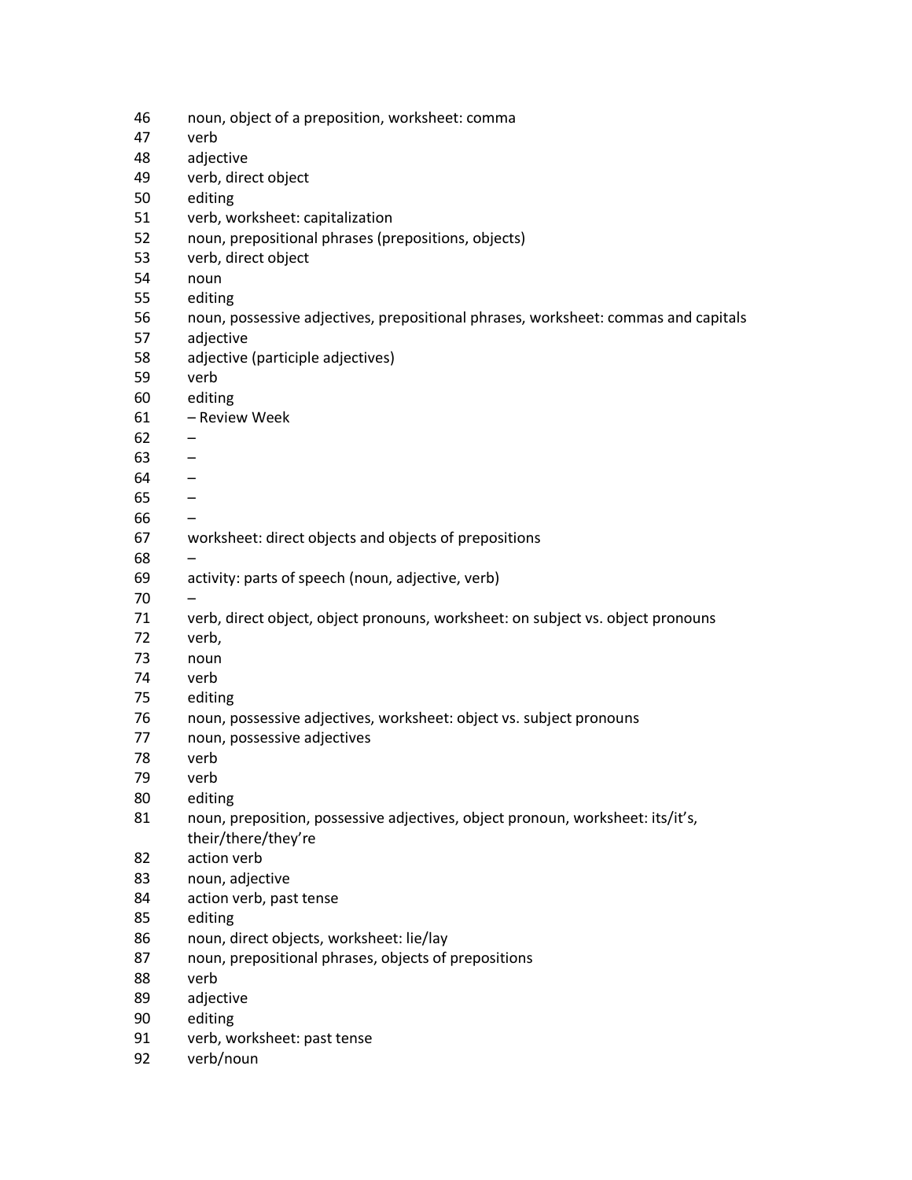46 noun, object of a preposition, worksheet: comma
47 verb
48 adjective
49 verb, direct object
50 editing
51 verb, worksheet: capitalization
52 noun, prepositional phrases (prepositions, objects)
53 verb, direct object
54 noun
55 editing
56 noun, possessive adjectives, prepositional phrases, worksheet: commas and capitals
57 adjective
58 adjective (participle adjectives)
59 verb
60 editing
61 – Review Week
62 –
63 –
64 –
65 –
66 –
67 worksheet: direct objects and objects of prepositions
68 –
69 activity: parts of speech (noun, adjective, verb)
70 –
71 verb, direct object, object pronouns, worksheet: on subject vs. object pronouns
72 verb,
73 noun
74 verb
75 editing
76 noun, possessive adjectives, worksheet: object vs. subject pronouns
77 noun, possessive adjectives
78 verb
79 verb
80 editing
81 noun, preposition, possessive adjectives, object pronoun, worksheet: its/it's, their/there/they're
82 action verb
83 noun, adjective
84 action verb, past tense
85 editing
86 noun, direct objects, worksheet: lie/lay
87 noun, prepositional phrases, objects of prepositions
88 verb
89 adjective
90 editing
91 verb, worksheet: past tense
92 verb/noun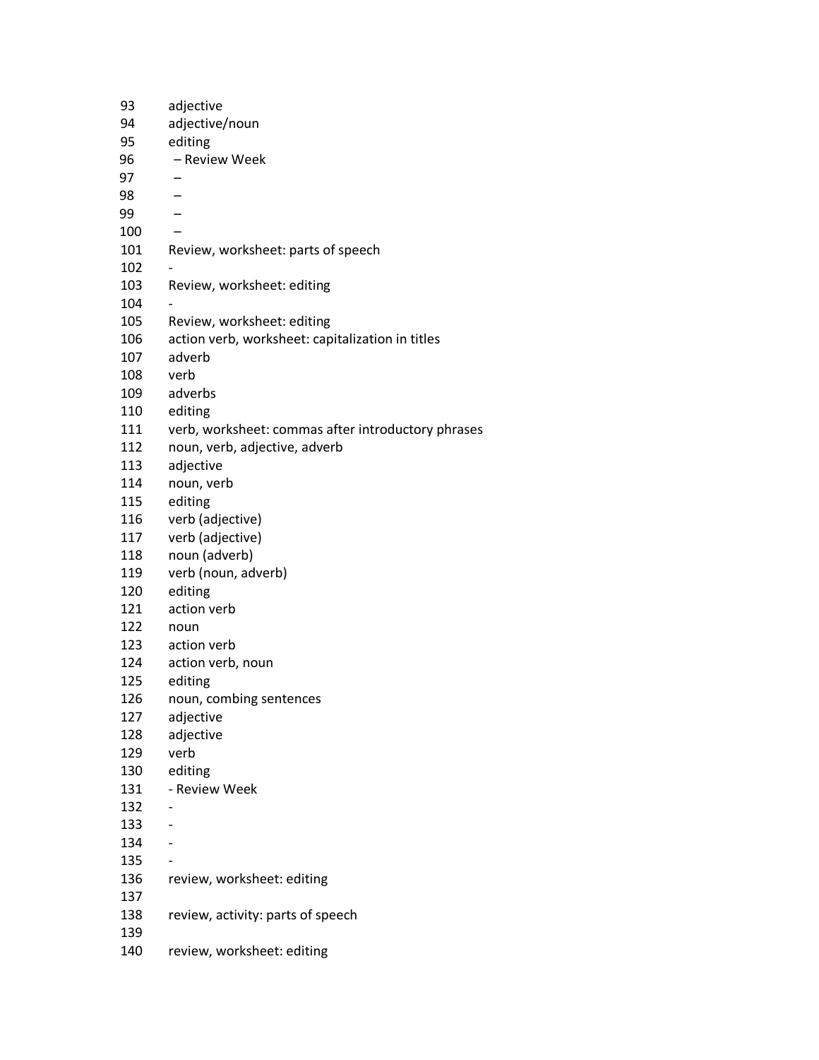93 adjective
94 adjective/noun
95 editing
96 – Review Week
97 –
98 –
99 –
100 –
101 Review, worksheet: parts of speech
102 -
103 Review, worksheet: editing
104 -
105 Review, worksheet: editing
106 action verb, worksheet: capitalization in titles
107 adverb
108 verb
109 adverbs
110 editing
111 verb, worksheet: commas after introductory phrases
112 noun, verb, adjective, adverb
113 adjective
114 noun, verb
115 editing
116 verb (adjective)
117 verb (adjective)
118 noun (adverb)
119 verb (noun, adverb)
120 editing
121 action verb
122 noun
123 action verb
124 action verb, noun
125 editing
126 noun, combing sentences
127 adjective
128 adjective
129 verb
130 editing
131 - Review Week
132 -
133 -
134 -
135 -
136 review, worksheet: editing
137
138 review, activity: parts of speech
139
140 review, worksheet: editing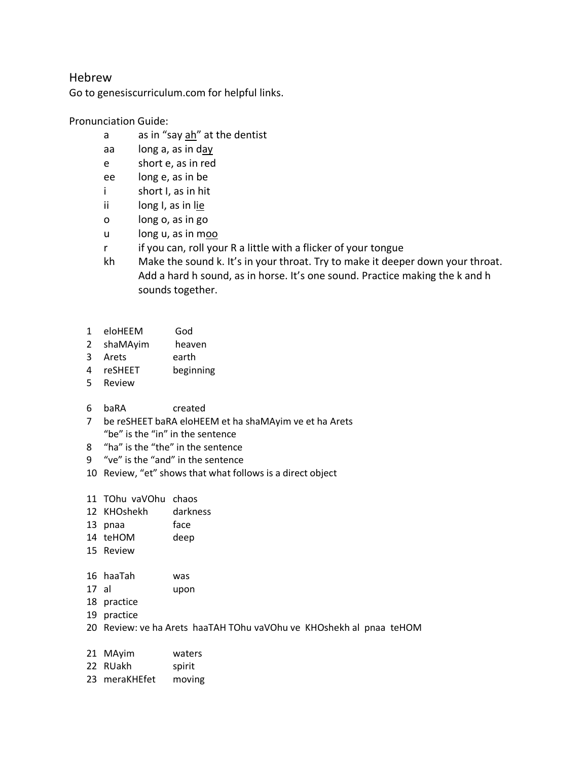# Hebrew

Go to genesiscurriculum.com for helpful links.

Pronunciation Guide:

| | |
|---|---|
| a | as in "say <u>ah</u>" at the dentist |
| aa | long a, as in d<u>ay</u> |
| e | short e, as in red |
| ee | long e, as in be |
| i | short I, as in hit |
| ii | long I, as in l<u>ie</u> |
| o | long o, as in go |
| u | long u, as in m<u>oo</u> |
| r | if you can, roll your R a little with a flicker of your tongue |
| kh | Make the sound k. It's in your throat. Try to make it deeper down your throat. Add a hard h sound, as in horse. It's one sound. Practice making the k and h sounds together. |

1. eloHEEM God
2. shaMAyim heaven
3. Arets earth
4. reSHEET beginning
5. Review

6. baRA created
7. be reSHEET baRA eloHEEM et ha shaMAyim ve et ha Arets
   "be" is the "in" in the sentence
8. "ha" is the "the" in the sentence
9. "ve" is the "and" in the sentence
10. Review, "et" shows that what follows is a direct object

11. TOhu vaVOhu chaos
12. KHOshekh darkness
13. pnaa face
14. teHOM deep
15. Review

16. haaTah was
17. al upon
18. practice
19. practice
20. Review: ve ha Arets haaTAH TOhu vaVOhu ve KHOshekh al pnaa teHOM

21. MAyim waters
22. RUakh spirit
23. meraKHEfet moving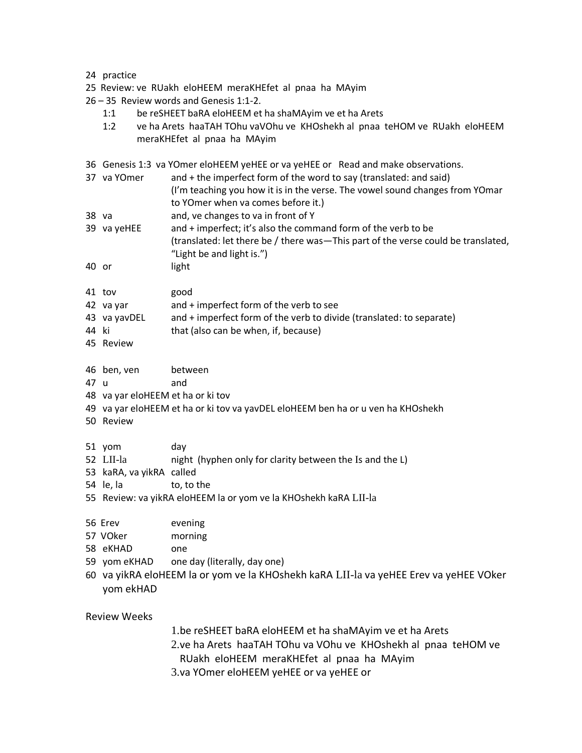24 practice

25 Review: ve RUakh eloHEEM meraKHEfet al pnaa ha MAyim

26 – 35 Review words and Genesis 1:1-2.

- 1:1 be reSHEET baRA eloHEEM et ha shaMAyim ve et ha Arets
- 1:2 ve ha Arets haaTAH TOhu vaVOhu ve KHOshekh al pnaa teHOM ve RUakh eloHEEM meraKHEfet al pnaa ha MAyim

36 Genesis 1:3 va YOmer eloHEEM yeHEE or va yeHEE or Read and make observations.

37 va YOmer — and + the imperfect form of the word to say (translated: and said) (I'm teaching you how it is in the verse. The vowel sound changes from YOmar to YOmer when va comes before it.)

38 va — and, ve changes to va in front of Y

39 va yeHEE — and + imperfect; it's also the command form of the verb to be (translated: let there be / there was—This part of the verse could be translated, "Light be and light is.")

40 or — light

41 tov — good

42 va yar — and + imperfect form of the verb to see

43 va yavDEL — and + imperfect form of the verb to divide (translated: to separate)

44 ki — that (also can be when, if, because)

45 Review

46 ben, ven — between

47 u — and

48 va yar eloHEEM et ha or ki tov

49 va yar eloHEEM et ha or ki tov va yavDEL eloHEEM ben ha or u ven ha KHOshekh

50 Review

51 yom — day

52 LII-la — night (hyphen only for clarity between the Is and the L)

53 kaRA, va yikRA — called

54 le, la — to, to the

55 Review: va yikRA eloHEEM la or yom ve la KHOshekh kaRA LII-la

56 Erev — evening

57 VOker — morning

58 eKHAD — one

59 yom eKHAD — one day (literally, day one)

60 va yikRA eloHEEM la or yom ve la KHOshekh kaRA LII-la va yeHEE Erev va yeHEE VOker yom ekHAD

Review Weeks

1. be reSHEET baRA eloHEEM et ha shaMAyim ve et ha Arets
2. ve ha Arets haaTAH TOhu va VOhu ve KHOshekh al pnaa teHOM ve RUakh eloHEEM meraKHEfet al pnaa ha MAyim
3. va YOmer eloHEEM yeHEE or va yeHEE or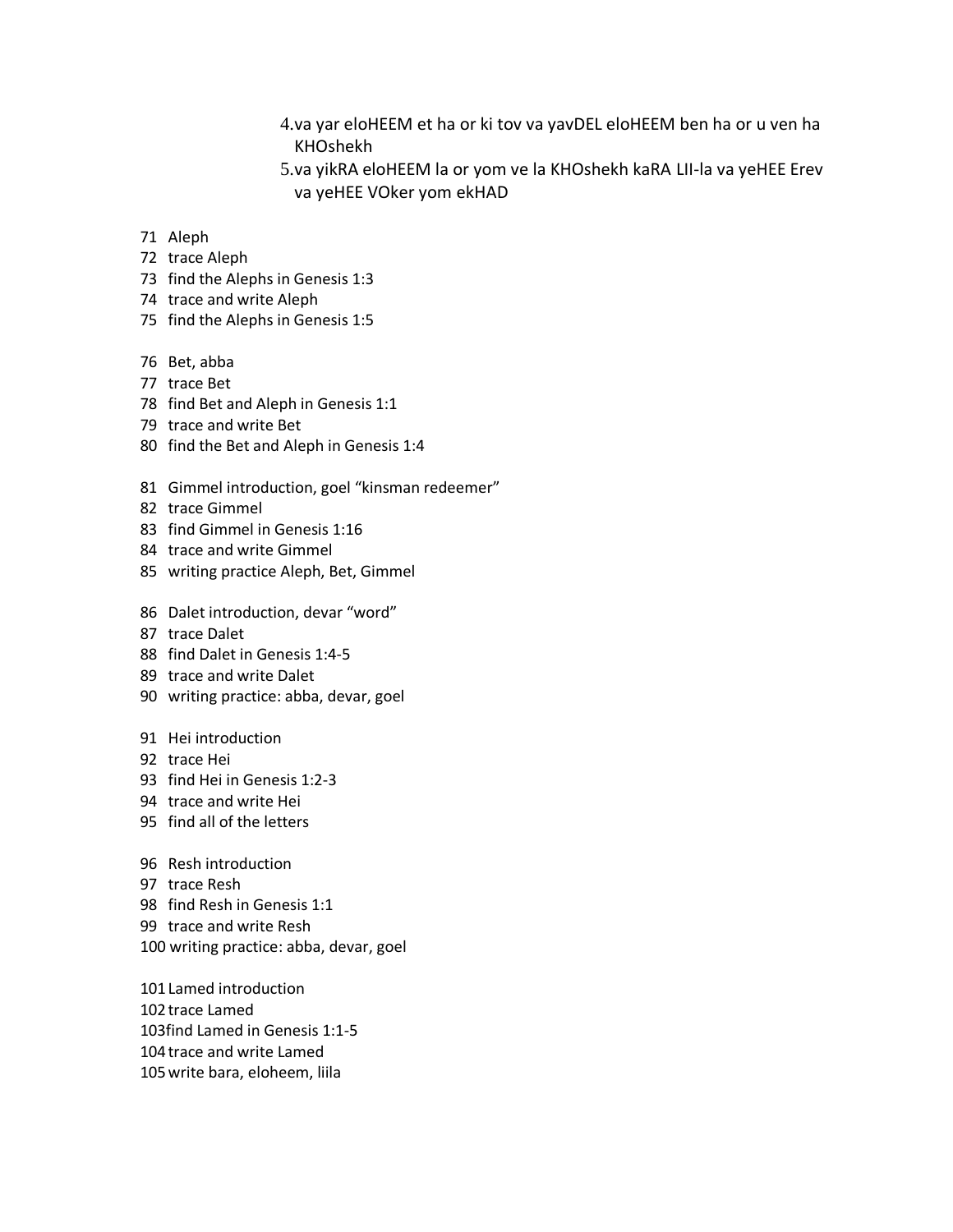4. va yar eloHEEM et ha or ki tov va yavDEL eloHEEM ben ha or u ven ha KHOshekh
5. va yikRA eloHEEM la or yom ve la KHOshekh kaRA LII-la va yeHEE Erev va yeHEE VOker yom ekHAD

71 Aleph
72 trace Aleph
73 find the Alephs in Genesis 1:3
74 trace and write Aleph
75 find the Alephs in Genesis 1:5

76 Bet, abba
77 trace Bet
78 find Bet and Aleph in Genesis 1:1
79 trace and write Bet
80 find the Bet and Aleph in Genesis 1:4

81 Gimmel introduction, goel "kinsman redeemer"
82 trace Gimmel
83 find Gimmel in Genesis 1:16
84 trace and write Gimmel
85 writing practice Aleph, Bet, Gimmel

86 Dalet introduction, devar "word"
87 trace Dalet
88 find Dalet in Genesis 1:4-5
89 trace and write Dalet
90 writing practice: abba, devar, goel

91 Hei introduction
92 trace Hei
93 find Hei in Genesis 1:2-3
94 trace and write Hei
95 find all of the letters

96 Resh introduction
97 trace Resh
98 find Resh in Genesis 1:1
99 trace and write Resh
100 writing practice: abba, devar, goel

101 Lamed introduction
102 trace Lamed
103 find Lamed in Genesis 1:1-5
104 trace and write Lamed
105 write bara, eloheem, liila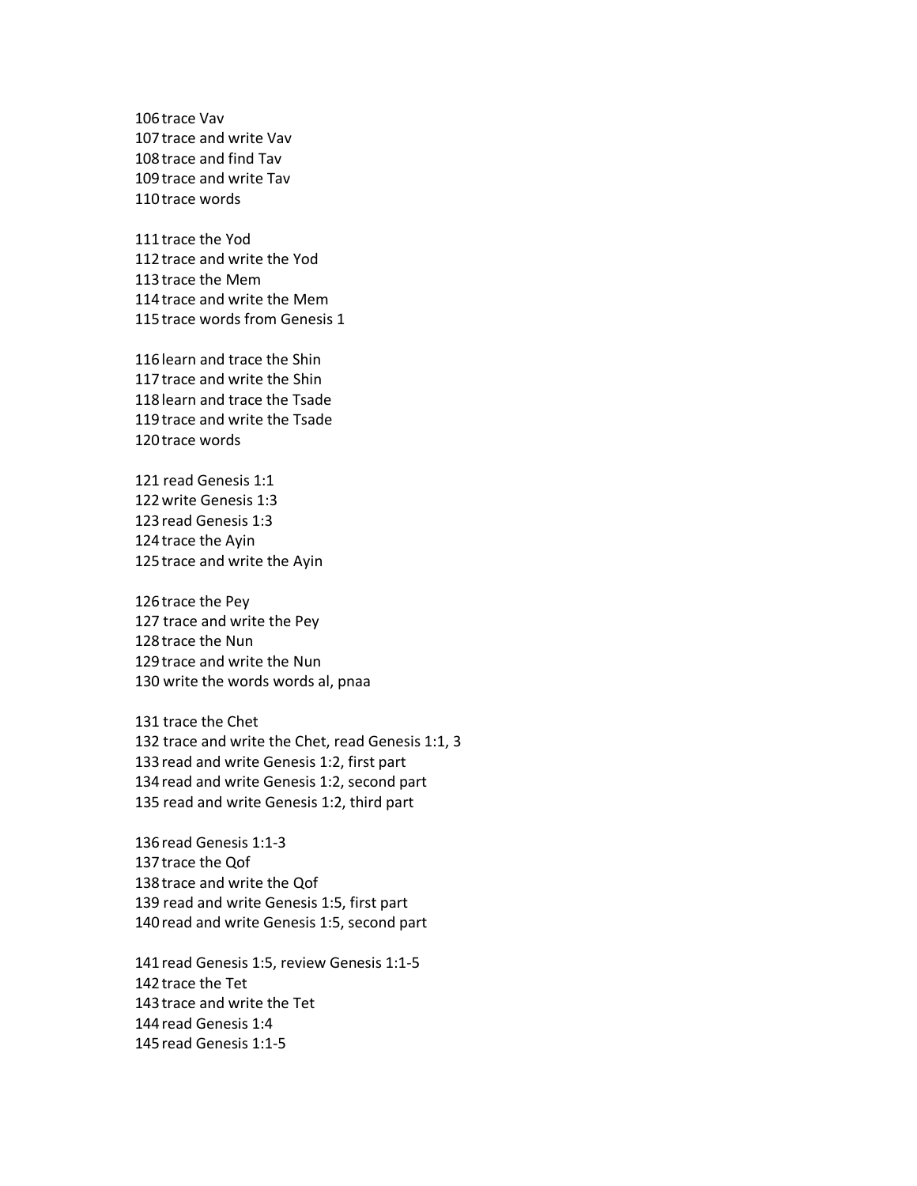106 trace Vav
107 trace and write Vav
108 trace and find Tav
109 trace and write Tav
110 trace words

111 trace the Yod
112 trace and write the Yod
113 trace the Mem
114 trace and write the Mem
115 trace words from Genesis 1

116 learn and trace the Shin
117 trace and write the Shin
118 learn and trace the Tsade
119 trace and write the Tsade
120 trace words

121 read Genesis 1:1
122 write Genesis 1:3
123 read Genesis 1:3
124 trace the Ayin
125 trace and write the Ayin

126 trace the Pey
127 trace and write the Pey
128 trace the Nun
129 trace and write the Nun
130 write the words words al, pnaa

131 trace the Chet
132 trace and write the Chet, read Genesis 1:1, 3
133 read and write Genesis 1:2, first part
134 read and write Genesis 1:2, second part
135 read and write Genesis 1:2, third part

136 read Genesis 1:1-3
137 trace the Qof
138 trace and write the Qof
139 read and write Genesis 1:5, first part
140 read and write Genesis 1:5, second part

141 read Genesis 1:5, review Genesis 1:1-5
142 trace the Tet
143 trace and write the Tet
144 read Genesis 1:4
145 read Genesis 1:1-5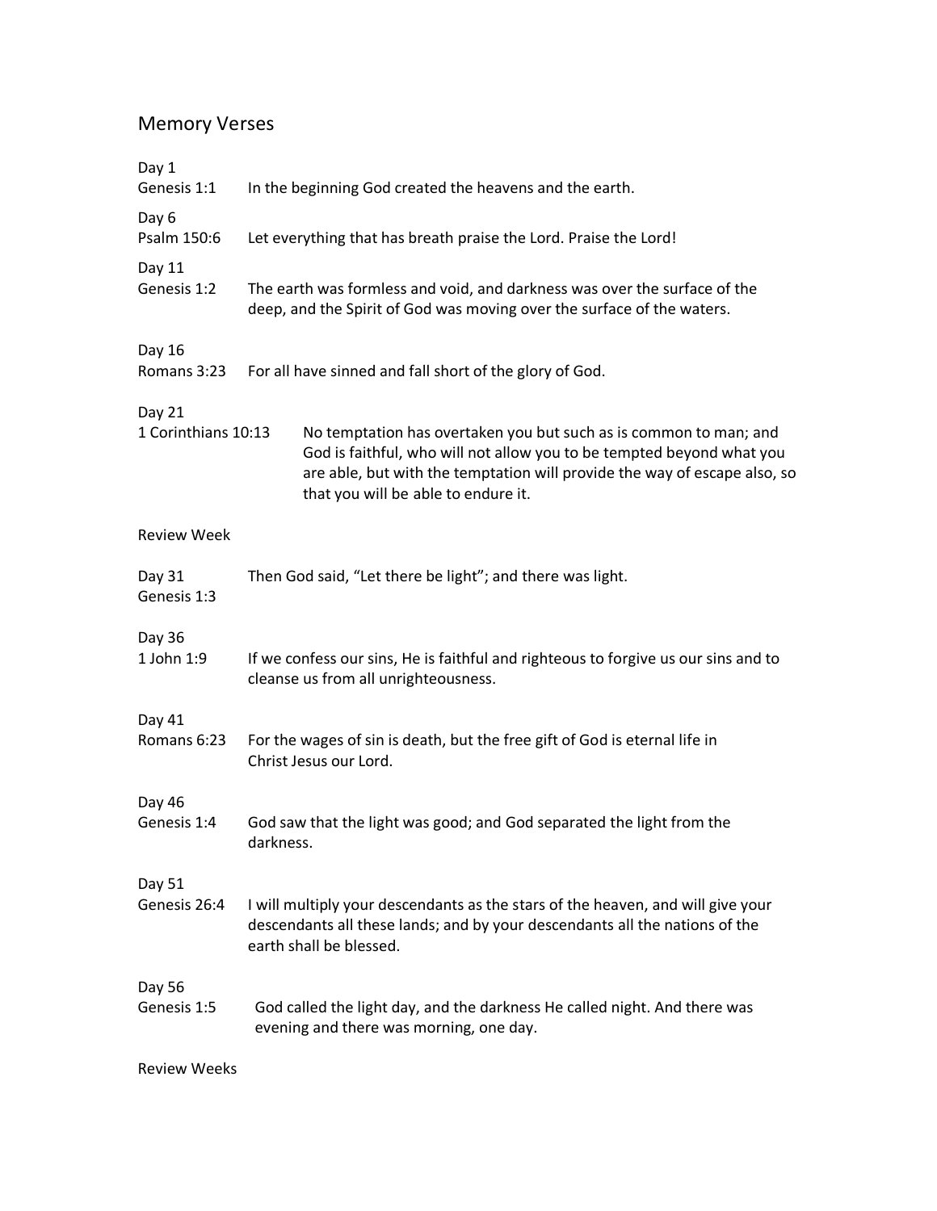# Memory Verses

Day 1
Genesis 1:1 In the beginning God created the heavens and the earth.

Day 6
Psalm 150:6 Let everything that has breath praise the Lord. Praise the Lord!

Day 11
Genesis 1:2 The earth was formless and void, and darkness was over the surface of the deep, and the Spirit of God was moving over the surface of the waters.

Day 16
Romans 3:23 For all have sinned and fall short of the glory of God.

Day 21
1 Corinthians 10:13 No temptation has overtaken you but such as is common to man; and God is faithful, who will not allow you to be tempted beyond what you are able, but with the temptation will provide the way of escape also, so that you will be able to endure it.

Review Week

Day 31
Genesis 1:3 Then God said, "Let there be light"; and there was light.

Day 36
1 John 1:9 If we confess our sins, He is faithful and righteous to forgive us our sins and to cleanse us from all unrighteousness.

Day 41
Romans 6:23 For the wages of sin is death, but the free gift of God is eternal life in Christ Jesus our Lord.

Day 46
Genesis 1:4 God saw that the light was good; and God separated the light from the darkness.

Day 51
Genesis 26:4 I will multiply your descendants as the stars of the heaven, and will give your descendants all these lands; and by your descendants all the nations of the earth shall be blessed.

Day 56
Genesis 1:5 God called the light day, and the darkness He called night. And there was evening and there was morning, one day.

Review Weeks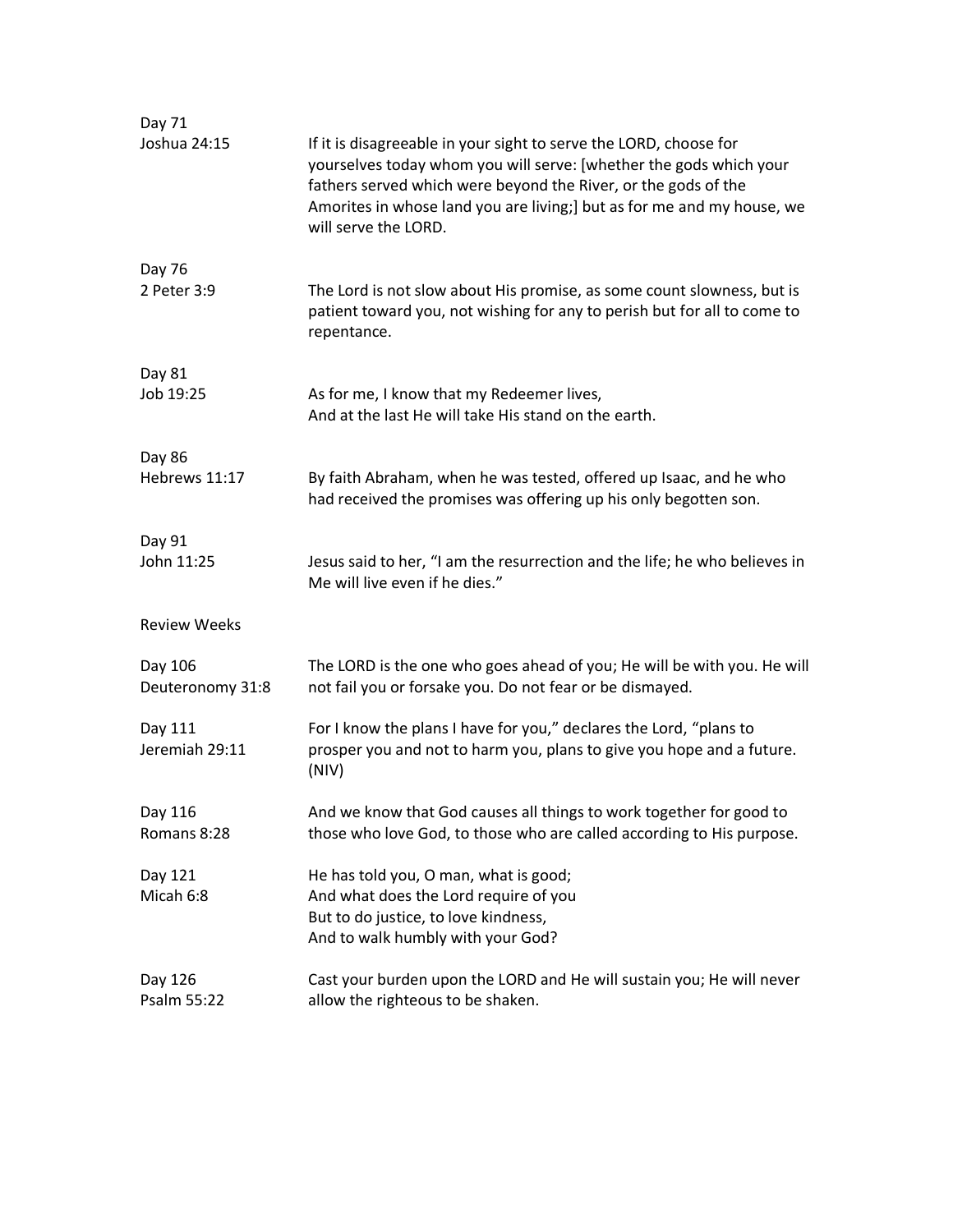Day 71
Joshua 24:15

If it is disagreeable in your sight to serve the LORD, choose for yourselves today whom you will serve: [whether the gods which your fathers served which were beyond the River, or the gods of the Amorites in whose land you are living;] but as for me and my house, we will serve the LORD.

Day 76
2 Peter 3:9

The Lord is not slow about His promise, as some count slowness, but is patient toward you, not wishing for any to perish but for all to come to repentance.

Day 81
Job 19:25

As for me, I know that my Redeemer lives,
And at the last He will take His stand on the earth.

Day 86
Hebrews 11:17

By faith Abraham, when he was tested, offered up Isaac, and he who had received the promises was offering up his only begotten son.

Day 91
John 11:25

Jesus said to her, “I am the resurrection and the life; he who believes in Me will live even if he dies.”

Review Weeks

Day 106
Deuteronomy 31:8

The LORD is the one who goes ahead of you; He will be with you. He will not fail you or forsake you. Do not fear or be dismayed.

Day 111
Jeremiah 29:11

For I know the plans I have for you,” declares the Lord, “plans to prosper you and not to harm you, plans to give you hope and a future. (NIV)

Day 116
Romans 8:28

And we know that God causes all things to work together for good to those who love God, to those who are called according to His purpose.

Day 121
Micah 6:8

He has told you, O man, what is good;
And what does the Lord require of you
But to do justice, to love kindness,
And to walk humbly with your God?

Day 126
Psalm 55:22

Cast your burden upon the LORD and He will sustain you; He will never allow the righteous to be shaken.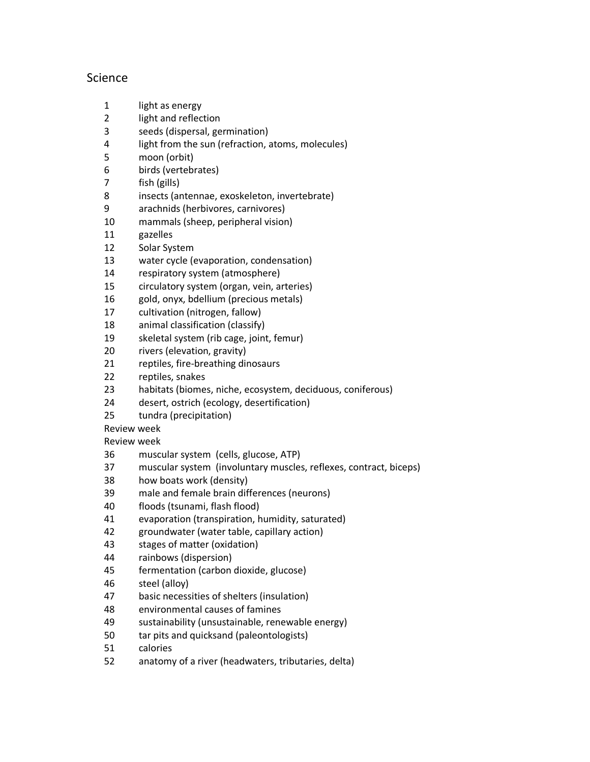## Science

1 light as energy
2 light and reflection
3 seeds (dispersal, germination)
4 light from the sun (refraction, atoms, molecules)
5 moon (orbit)
6 birds (vertebrates)
7 fish (gills)
8 insects (antennae, exoskeleton, invertebrate)
9 arachnids (herbivores, carnivores)
10 mammals (sheep, peripheral vision)
11 gazelles
12 Solar System
13 water cycle (evaporation, condensation)
14 respiratory system (atmosphere)
15 circulatory system (organ, vein, arteries)
16 gold, onyx, bdellium (precious metals)
17 cultivation (nitrogen, fallow)
18 animal classification (classify)
19 skeletal system (rib cage, joint, femur)
20 rivers (elevation, gravity)
21 reptiles, fire-breathing dinosaurs
22 reptiles, snakes
23 habitats (biomes, niche, ecosystem, deciduous, coniferous)
24 desert, ostrich (ecology, desertification)
25 tundra (precipitation)
Review week
Review week
36 muscular system (cells, glucose, ATP)
37 muscular system (involuntary muscles, reflexes, contract, biceps)
38 how boats work (density)
39 male and female brain differences (neurons)
40 floods (tsunami, flash flood)
41 evaporation (transpiration, humidity, saturated)
42 groundwater (water table, capillary action)
43 stages of matter (oxidation)
44 rainbows (dispersion)
45 fermentation (carbon dioxide, glucose)
46 steel (alloy)
47 basic necessities of shelters (insulation)
48 environmental causes of famines
49 sustainability (unsustainable, renewable energy)
50 tar pits and quicksand (paleontologists)
51 calories
52 anatomy of a river (headwaters, tributaries, delta)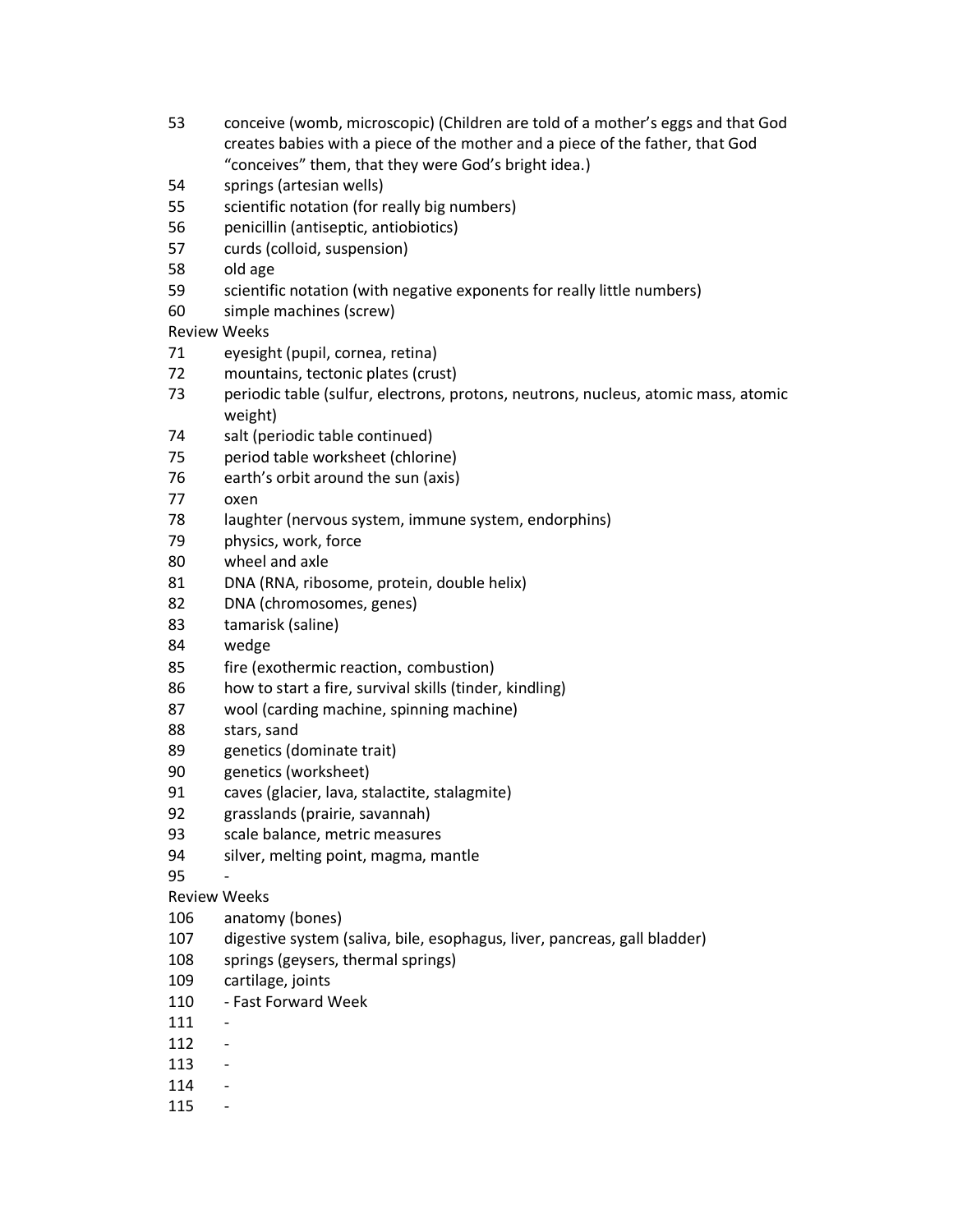53 conceive (womb, microscopic) (Children are told of a mother's eggs and that God creates babies with a piece of the mother and a piece of the father, that God "conceives" them, that they were God's bright idea.)
54 springs (artesian wells)
55 scientific notation (for really big numbers)
56 penicillin (antiseptic, antiobiotics)
57 curds (colloid, suspension)
58 old age
59 scientific notation (with negative exponents for really little numbers)
60 simple machines (screw)

Review Weeks

71 eyesight (pupil, cornea, retina)
72 mountains, tectonic plates (crust)
73 periodic table (sulfur, electrons, protons, neutrons, nucleus, atomic mass, atomic weight)
74 salt (periodic table continued)
75 period table worksheet (chlorine)
76 earth's orbit around the sun (axis)
77 oxen
78 laughter (nervous system, immune system, endorphins)
79 physics, work, force
80 wheel and axle
81 DNA (RNA, ribosome, protein, double helix)
82 DNA (chromosomes, genes)
83 tamarisk (saline)
84 wedge
85 fire (exothermic reaction, combustion)
86 how to start a fire, survival skills (tinder, kindling)
87 wool (carding machine, spinning machine)
88 stars, sand
89 genetics (dominate trait)
90 genetics (worksheet)
91 caves (glacier, lava, stalactite, stalagmite)
92 grasslands (prairie, savannah)
93 scale balance, metric measures
94 silver, melting point, magma, mantle
95 -

Review Weeks

106 anatomy (bones)
107 digestive system (saliva, bile, esophagus, liver, pancreas, gall bladder)
108 springs (geysers, thermal springs)
109 cartilage, joints
110 - Fast Forward Week
111 -
112 -
113 -
114 -
115 -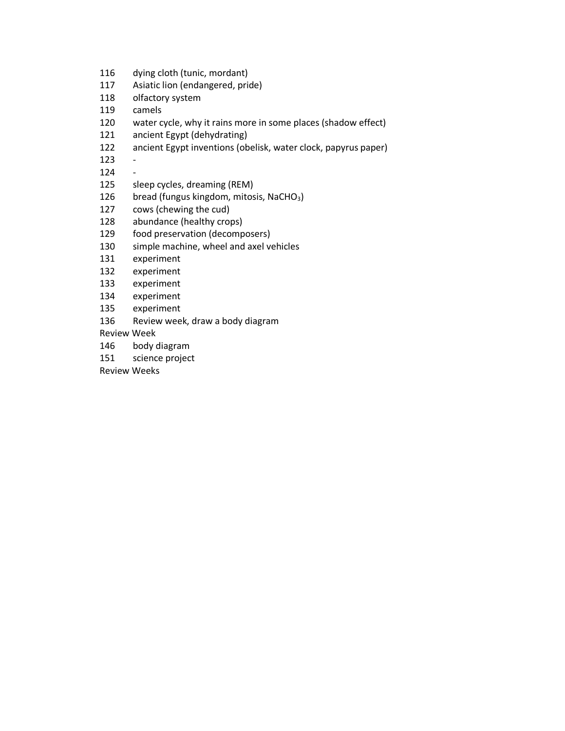116 dying cloth (tunic, mordant)
117 Asiatic lion (endangered, pride)
118 olfactory system
119 camels
120 water cycle, why it rains more in some places (shadow effect)
121 ancient Egypt (dehydrating)
122 ancient Egypt inventions (obelisk, water clock, papyrus paper)
123 -
124 -
125 sleep cycles, dreaming (REM)
126 bread (fungus kingdom, mitosis, $NaCHO_3$)
127 cows (chewing the cud)
128 abundance (healthy crops)
129 food preservation (decomposers)
130 simple machine, wheel and axel vehicles
131 experiment
132 experiment
133 experiment
134 experiment
135 experiment
136 Review week, draw a body diagram
Review Week
146 body diagram
151 science project
Review Weeks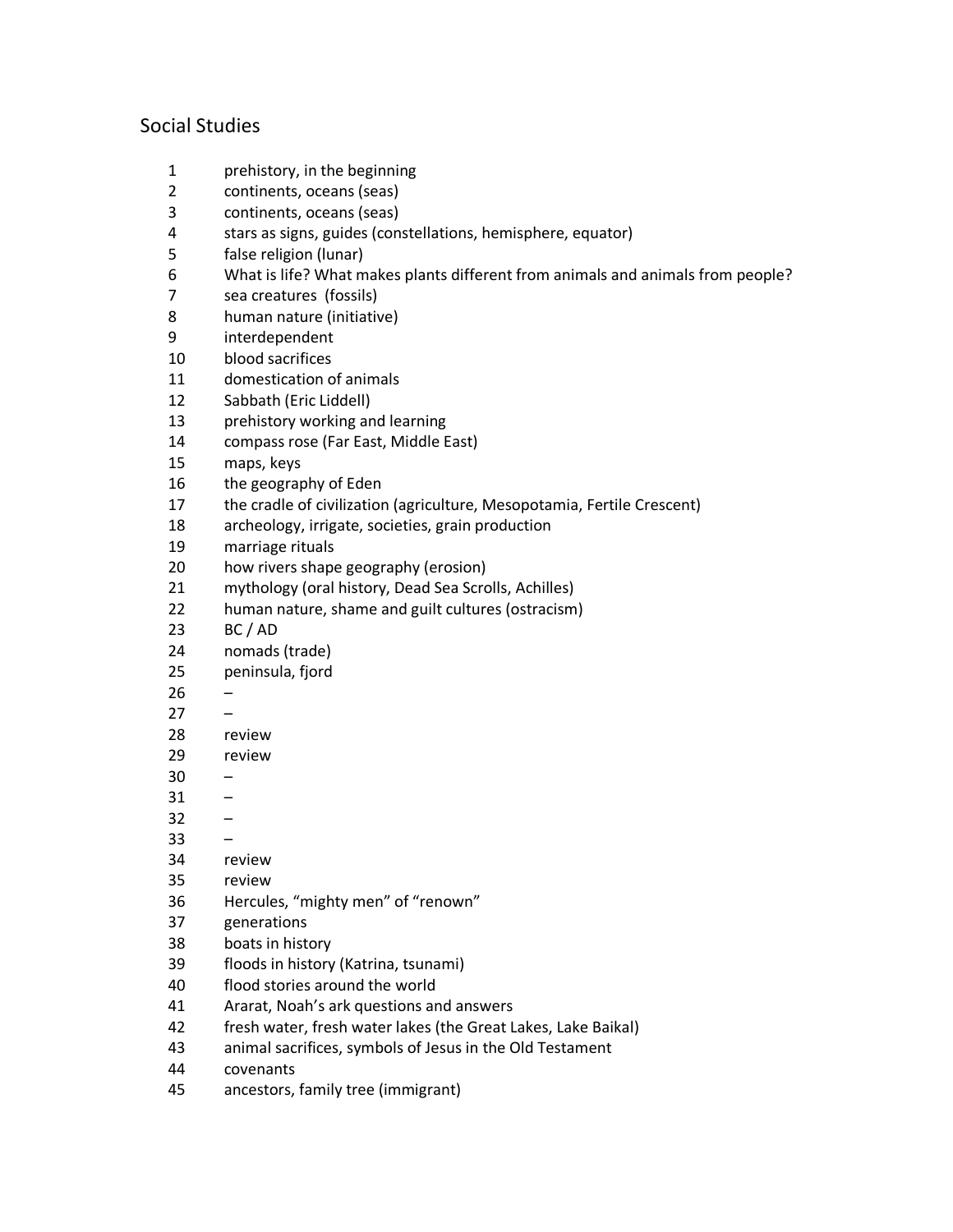## Social Studies

| | |
|---|---|
| 1 | prehistory, in the beginning |
| 2 | continents, oceans (seas) |
| 3 | continents, oceans (seas) |
| 4 | stars as signs, guides (constellations, hemisphere, equator) |
| 5 | false religion (lunar) |
| 6 | What is life? What makes plants different from animals and animals from people? |
| 7 | sea creatures (fossils) |
| 8 | human nature (initiative) |
| 9 | interdependent |
| 10 | blood sacrifices |
| 11 | domestication of animals |
| 12 | Sabbath (Eric Liddell) |
| 13 | prehistory working and learning |
| 14 | compass rose (Far East, Middle East) |
| 15 | maps, keys |
| 16 | the geography of Eden |
| 17 | the cradle of civilization (agriculture, Mesopotamia, Fertile Crescent) |
| 18 | archeology, irrigate, societies, grain production |
| 19 | marriage rituals |
| 20 | how rivers shape geography (erosion) |
| 21 | mythology (oral history, Dead Sea Scrolls, Achilles) |
| 22 | human nature, shame and guilt cultures (ostracism) |
| 23 | BC / AD |
| 24 | nomads (trade) |
| 25 | peninsula, fjord |
| 26 | – |
| 27 | – |
| 28 | review |
| 29 | review |
| 30 | – |
| 31 | – |
| 32 | – |
| 33 | – |
| 34 | review |
| 35 | review |
| 36 | Hercules, "mighty men" of "renown" |
| 37 | generations |
| 38 | boats in history |
| 39 | floods in history (Katrina, tsunami) |
| 40 | flood stories around the world |
| 41 | Ararat, Noah's ark questions and answers |
| 42 | fresh water, fresh water lakes (the Great Lakes, Lake Baikal) |
| 43 | animal sacrifices, symbols of Jesus in the Old Testament |
| 44 | covenants |
| 45 | ancestors, family tree (immigrant) |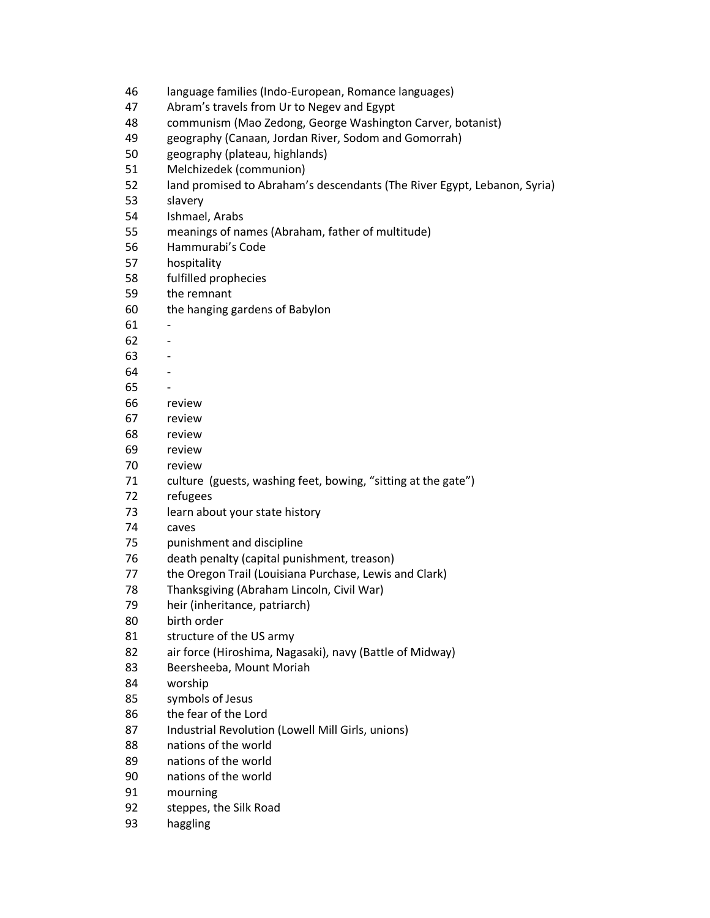46 language families (Indo-European, Romance languages)
47 Abram's travels from Ur to Negev and Egypt
48 communism (Mao Zedong, George Washington Carver, botanist)
49 geography (Canaan, Jordan River, Sodom and Gomorrah)
50 geography (plateau, highlands)
51 Melchizedek (communion)
52 land promised to Abraham's descendants (The River Egypt, Lebanon, Syria)
53 slavery
54 Ishmael, Arabs
55 meanings of names (Abraham, father of multitude)
56 Hammurabi's Code
57 hospitality
58 fulfilled prophecies
59 the remnant
60 the hanging gardens of Babylon
61 -
62 -
63 -
64 -
65 -
66 review
67 review
68 review
69 review
70 review
71 culture (guests, washing feet, bowing, "sitting at the gate")
72 refugees
73 learn about your state history
74 caves
75 punishment and discipline
76 death penalty (capital punishment, treason)
77 the Oregon Trail (Louisiana Purchase, Lewis and Clark)
78 Thanksgiving (Abraham Lincoln, Civil War)
79 heir (inheritance, patriarch)
80 birth order
81 structure of the US army
82 air force (Hiroshima, Nagasaki), navy (Battle of Midway)
83 Beersheeba, Mount Moriah
84 worship
85 symbols of Jesus
86 the fear of the Lord
87 Industrial Revolution (Lowell Mill Girls, unions)
88 nations of the world
89 nations of the world
90 nations of the world
91 mourning
92 steppes, the Silk Road
93 haggling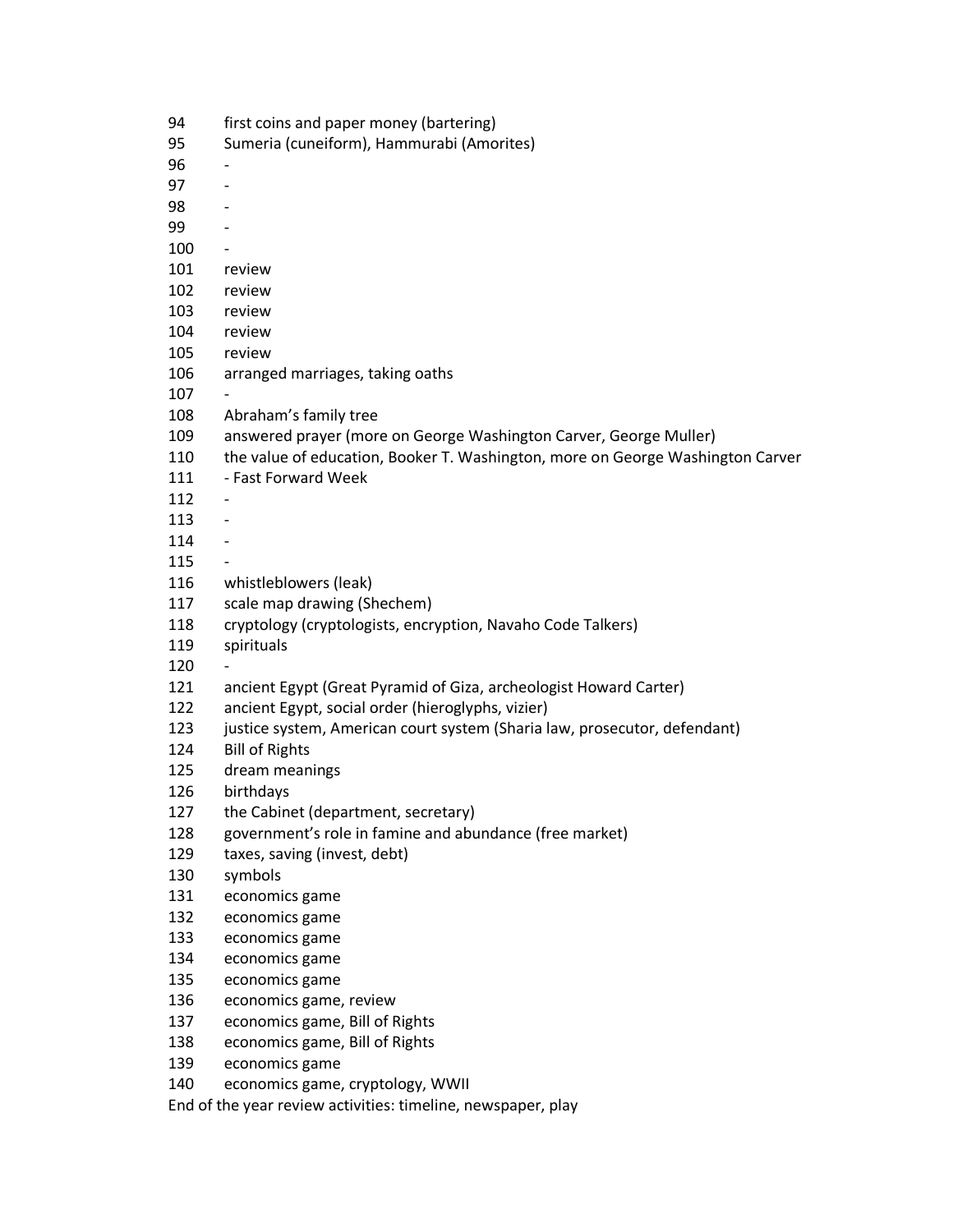94 first coins and paper money (bartering)
95 Sumeria (cuneiform), Hammurabi (Amorites)
96 -
97 -
98 -
99 -
100 -
101 review
102 review
103 review
104 review
105 review
106 arranged marriages, taking oaths
107 -
108 Abraham's family tree
109 answered prayer (more on George Washington Carver, George Muller)
110 the value of education, Booker T. Washington, more on George Washington Carver
111 - Fast Forward Week
112 -
113 -
114 -
115 -
116 whistleblowers (leak)
117 scale map drawing (Shechem)
118 cryptology (cryptologists, encryption, Navaho Code Talkers)
119 spirituals
120 -
121 ancient Egypt (Great Pyramid of Giza, archeologist Howard Carter)
122 ancient Egypt, social order (hieroglyphs, vizier)
123 justice system, American court system (Sharia law, prosecutor, defendant)
124 Bill of Rights
125 dream meanings
126 birthdays
127 the Cabinet (department, secretary)
128 government's role in famine and abundance (free market)
129 taxes, saving (invest, debt)
130 symbols
131 economics game
132 economics game
133 economics game
134 economics game
135 economics game
136 economics game, review
137 economics game, Bill of Rights
138 economics game, Bill of Rights
139 economics game
140 economics game, cryptology, WWII

End of the year review activities: timeline, newspaper, play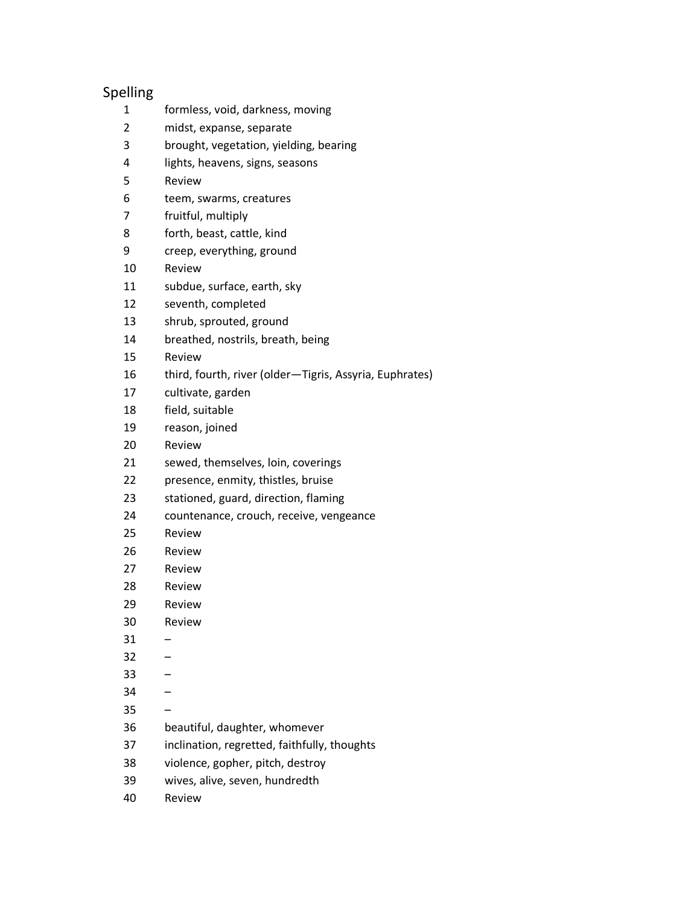## Spelling

| | |
|---|---|
| 1 | formless, void, darkness, moving |
| 2 | midst, expanse, separate |
| 3 | brought, vegetation, yielding, bearing |
| 4 | lights, heavens, signs, seasons |
| 5 | Review |
| 6 | teem, swarms, creatures |
| 7 | fruitful, multiply |
| 8 | forth, beast, cattle, kind |
| 9 | creep, everything, ground |
| 10 | Review |
| 11 | subdue, surface, earth, sky |
| 12 | seventh, completed |
| 13 | shrub, sprouted, ground |
| 14 | breathed, nostrils, breath, being |
| 15 | Review |
| 16 | third, fourth, river (older—Tigris, Assyria, Euphrates) |
| 17 | cultivate, garden |
| 18 | field, suitable |
| 19 | reason, joined |
| 20 | Review |
| 21 | sewed, themselves, loin, coverings |
| 22 | presence, enmity, thistles, bruise |
| 23 | stationed, guard, direction, flaming |
| 24 | countenance, crouch, receive, vengeance |
| 25 | Review |
| 26 | Review |
| 27 | Review |
| 28 | Review |
| 29 | Review |
| 30 | Review |
| 31 | – |
| 32 | – |
| 33 | – |
| 34 | – |
| 35 | – |
| 36 | beautiful, daughter, whomever |
| 37 | inclination, regretted, faithfully, thoughts |
| 38 | violence, gopher, pitch, destroy |
| 39 | wives, alive, seven, hundredth |
| 40 | Review |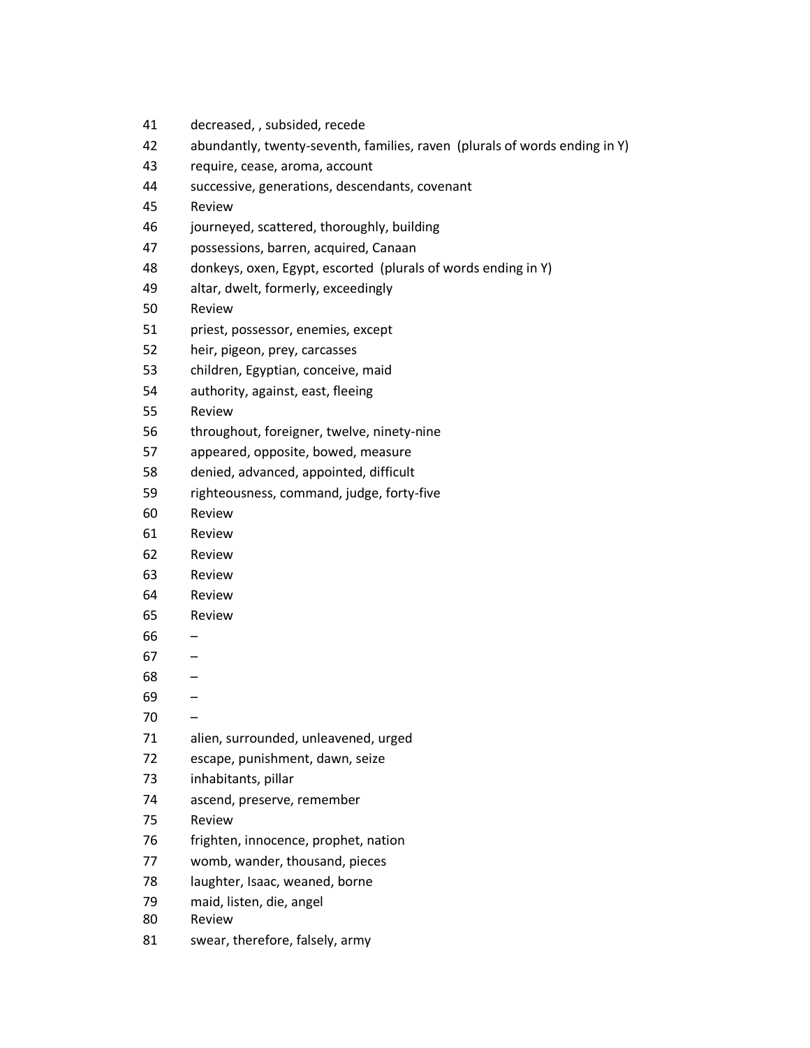| | |
|---|---|
| 41 | decreased, , subsided, recede |
| 42 | abundantly, twenty-seventh, families, raven (plurals of words ending in Y) |
| 43 | require, cease, aroma, account |
| 44 | successive, generations, descendants, covenant |
| 45 | Review |
| 46 | journeyed, scattered, thoroughly, building |
| 47 | possessions, barren, acquired, Canaan |
| 48 | donkeys, oxen, Egypt, escorted (plurals of words ending in Y) |
| 49 | altar, dwelt, formerly, exceedingly |
| 50 | Review |
| 51 | priest, possessor, enemies, except |
| 52 | heir, pigeon, prey, carcasses |
| 53 | children, Egyptian, conceive, maid |
| 54 | authority, against, east, fleeing |
| 55 | Review |
| 56 | throughout, foreigner, twelve, ninety-nine |
| 57 | appeared, opposite, bowed, measure |
| 58 | denied, advanced, appointed, difficult |
| 59 | righteousness, command, judge, forty-five |
| 60 | Review |
| 61 | Review |
| 62 | Review |
| 63 | Review |
| 64 | Review |
| 65 | Review |
| 66 | – |
| 67 | – |
| 68 | – |
| 69 | – |
| 70 | – |
| 71 | alien, surrounded, unleavened, urged |
| 72 | escape, punishment, dawn, seize |
| 73 | inhabitants, pillar |
| 74 | ascend, preserve, remember |
| 75 | Review |
| 76 | frighten, innocence, prophet, nation |
| 77 | womb, wander, thousand, pieces |
| 78 | laughter, Isaac, weaned, borne |
| 79 | maid, listen, die, angel |
| 80 | Review |
| 81 | swear, therefore, falsely, army |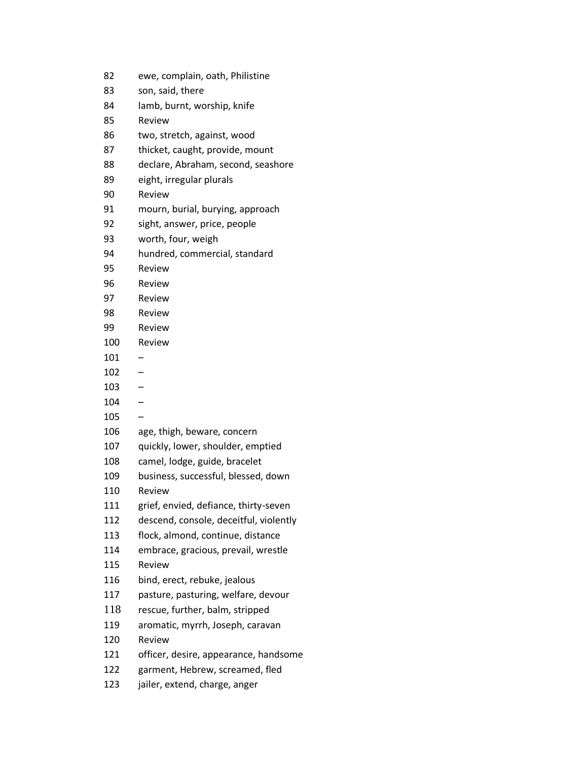| | |
|---|---|
| 82 | ewe, complain, oath, Philistine |
| 83 | son, said, there |
| 84 | lamb, burnt, worship, knife |
| 85 | Review |
| 86 | two, stretch, against, wood |
| 87 | thicket, caught, provide, mount |
| 88 | declare, Abraham, second, seashore |
| 89 | eight, irregular plurals |
| 90 | Review |
| 91 | mourn, burial, burying, approach |
| 92 | sight, answer, price, people |
| 93 | worth, four, weigh |
| 94 | hundred, commercial, standard |
| 95 | Review |
| 96 | Review |
| 97 | Review |
| 98 | Review |
| 99 | Review |
| 100 | Review |
| 101 | – |
| 102 | – |
| 103 | – |
| 104 | – |
| 105 | – |
| 106 | age, thigh, beware, concern |
| 107 | quickly, lower, shoulder, emptied |
| 108 | camel, lodge, guide, bracelet |
| 109 | business, successful, blessed, down |
| 110 | Review |
| 111 | grief, envied, defiance, thirty-seven |
| 112 | descend, console, deceitful, violently |
| 113 | flock, almond, continue, distance |
| 114 | embrace, gracious, prevail, wrestle |
| 115 | Review |
| 116 | bind, erect, rebuke, jealous |
| 117 | pasture, pasturing, welfare, devour |
| 118 | rescue, further, balm, stripped |
| 119 | aromatic, myrrh, Joseph, caravan |
| 120 | Review |
| 121 | officer, desire, appearance, handsome |
| 122 | garment, Hebrew, screamed, fled |
| 123 | jailer, extend, charge, anger |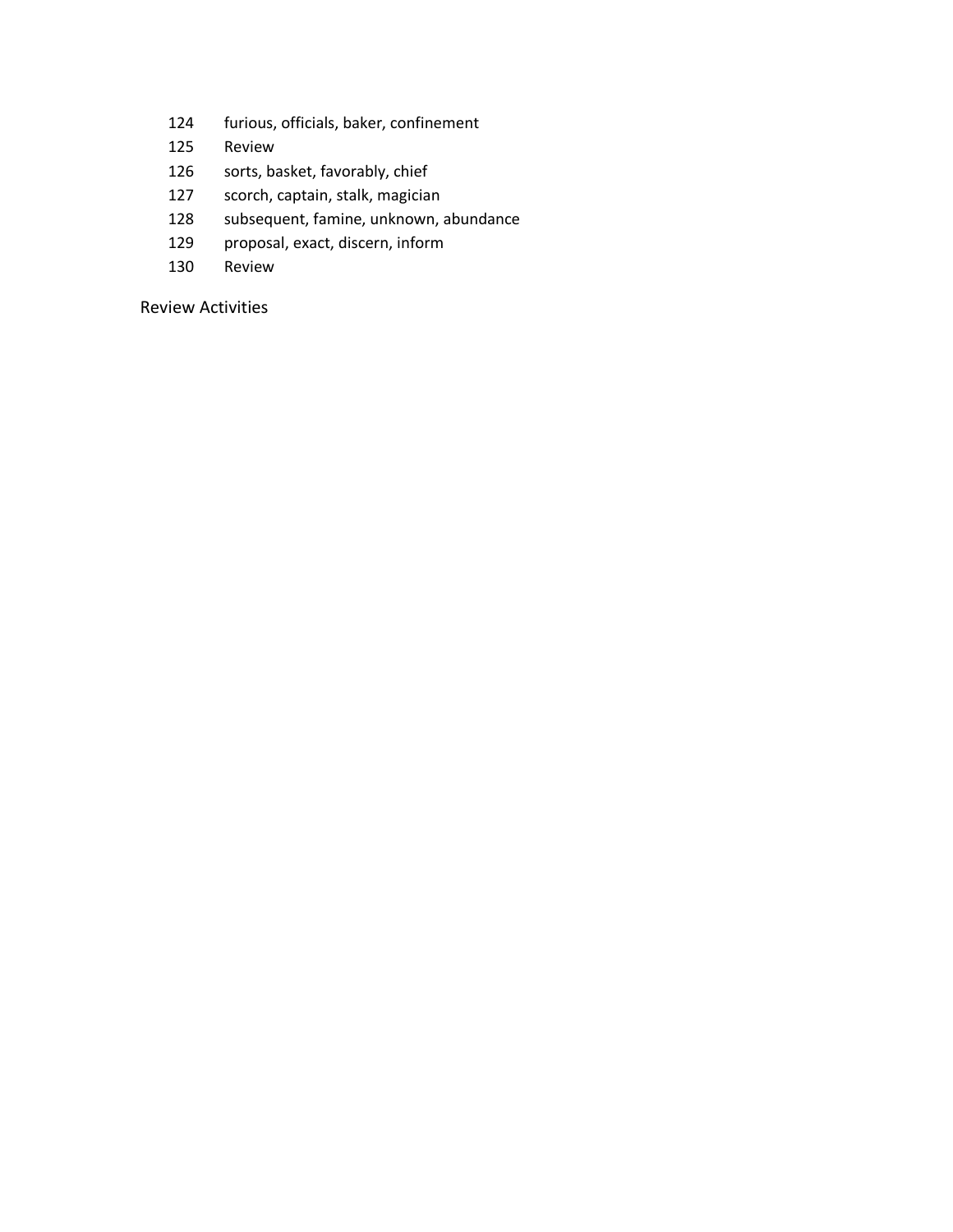124 furious, officials, baker, confinement

125 Review

126 sorts, basket, favorably, chief

127 scorch, captain, stalk, magician

128 subsequent, famine, unknown, abundance

129 proposal, exact, discern, inform

130 Review

Review Activities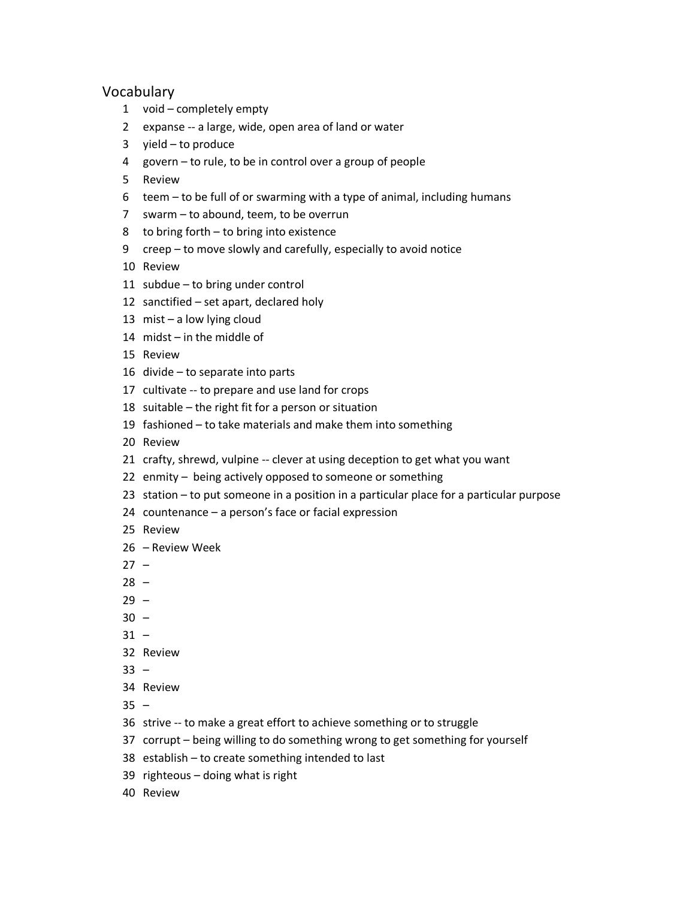# Vocabulary

1. void – completely empty
2. expanse -- a large, wide, open area of land or water
3. yield – to produce
4. govern – to rule, to be in control over a group of people
5. Review
6. teem – to be full of or swarming with a type of animal, including humans
7. swarm – to abound, teem, to be overrun
8. to bring forth – to bring into existence
9. creep – to move slowly and carefully, especially to avoid notice
10. Review
11. subdue – to bring under control
12. sanctified – set apart, declared holy
13. mist – a low lying cloud
14. midst – in the middle of
15. Review
16. divide – to separate into parts
17. cultivate -- to prepare and use land for crops
18. suitable – the right fit for a person or situation
19. fashioned – to take materials and make them into something
20. Review
21. crafty, shrewd, vulpine -- clever at using deception to get what you want
22. enmity – being actively opposed to someone or something
23. station – to put someone in a position in a particular place for a particular purpose
24. countenance – a person's face or facial expression
25. Review
26. – Review Week
27. –
28. –
29. –
30. –
31. –
32. Review
33. –
34. Review
35. –
36. strive -- to make a great effort to achieve something or to struggle
37. corrupt – being willing to do something wrong to get something for yourself
38. establish – to create something intended to last
39. righteous – doing what is right
40. Review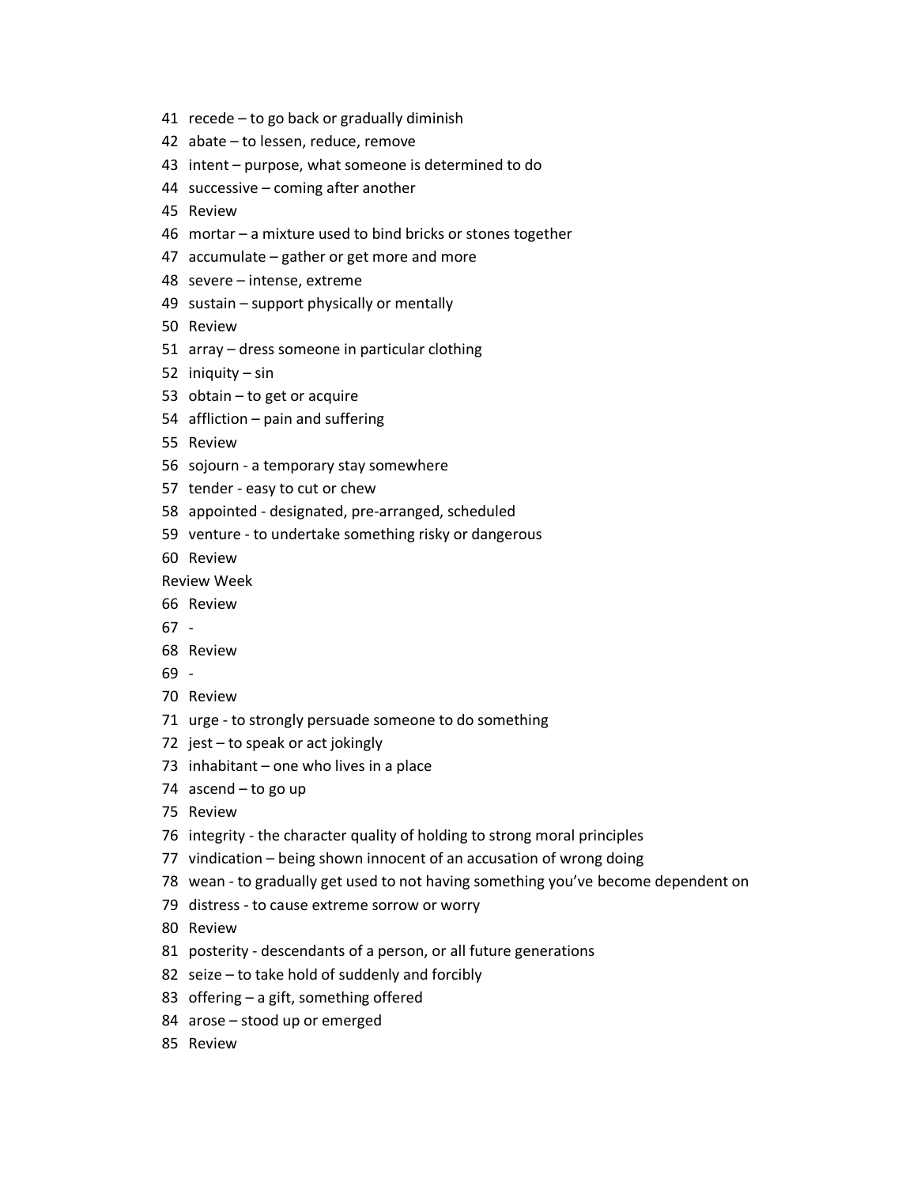41 recede – to go back or gradually diminish
42 abate – to lessen, reduce, remove
43 intent – purpose, what someone is determined to do
44 successive – coming after another
45 Review
46 mortar – a mixture used to bind bricks or stones together
47 accumulate – gather or get more and more
48 severe – intense, extreme
49 sustain – support physically or mentally
50 Review
51 array – dress someone in particular clothing
52 iniquity – sin
53 obtain – to get or acquire
54 affliction – pain and suffering
55 Review
56 sojourn - a temporary stay somewhere
57 tender - easy to cut or chew
58 appointed - designated, pre-arranged, scheduled
59 venture - to undertake something risky or dangerous
60 Review
Review Week
66 Review
67 -
68 Review
69 -
70 Review
71 urge - to strongly persuade someone to do something
72 jest – to speak or act jokingly
73 inhabitant – one who lives in a place
74 ascend – to go up
75 Review
76 integrity - the character quality of holding to strong moral principles
77 vindication – being shown innocent of an accusation of wrong doing
78 wean - to gradually get used to not having something you've become dependent on
79 distress - to cause extreme sorrow or worry
80 Review
81 posterity - descendants of a person, or all future generations
82 seize – to take hold of suddenly and forcibly
83 offering – a gift, something offered
84 arose – stood up or emerged
85 Review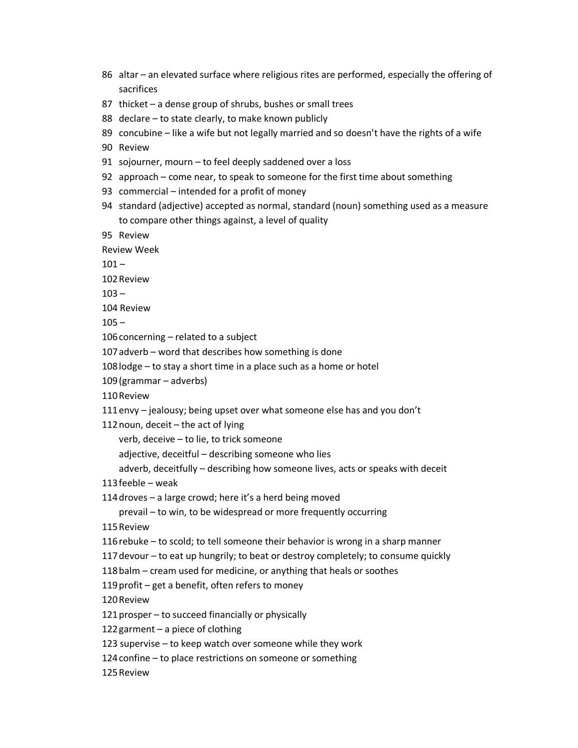86 altar – an elevated surface where religious rites are performed, especially the offering of sacrifices

87 thicket – a dense group of shrubs, bushes or small trees

88 declare – to state clearly, to make known publicly

89 concubine – like a wife but not legally married and so doesn't have the rights of a wife

90 Review

91 sojourner, mourn – to feel deeply saddened over a loss

92 approach – come near, to speak to someone for the first time about something

93 commercial – intended for a profit of money

94 standard (adjective) accepted as normal, standard (noun) something used as a measure to compare other things against, a level of quality

95 Review

Review Week

101 –

102 Review

103 –

104 Review

105 –

106 concerning – related to a subject

107 adverb – word that describes how something is done

108 lodge – to stay a short time in a place such as a home or hotel

109 (grammar – adverbs)

110 Review

111 envy – jealousy; being upset over what someone else has and you don't

112 noun, deceit – the act of lying
    verb, deceive – to lie, to trick someone
    adjective, deceitful – describing someone who lies
    adverb, deceitfully – describing how someone lives, acts or speaks with deceit

113 feeble – weak

114 droves – a large crowd; here it's a herd being moved
    prevail – to win, to be widespread or more frequently occurring

115 Review

116 rebuke – to scold; to tell someone their behavior is wrong in a sharp manner

117 devour – to eat up hungrily; to beat or destroy completely; to consume quickly

118 balm – cream used for medicine, or anything that heals or soothes

119 profit – get a benefit, often refers to money

120 Review

121 prosper – to succeed financially or physically

122 garment – a piece of clothing

123 supervise – to keep watch over someone while they work

124 confine – to place restrictions on someone or something

125 Review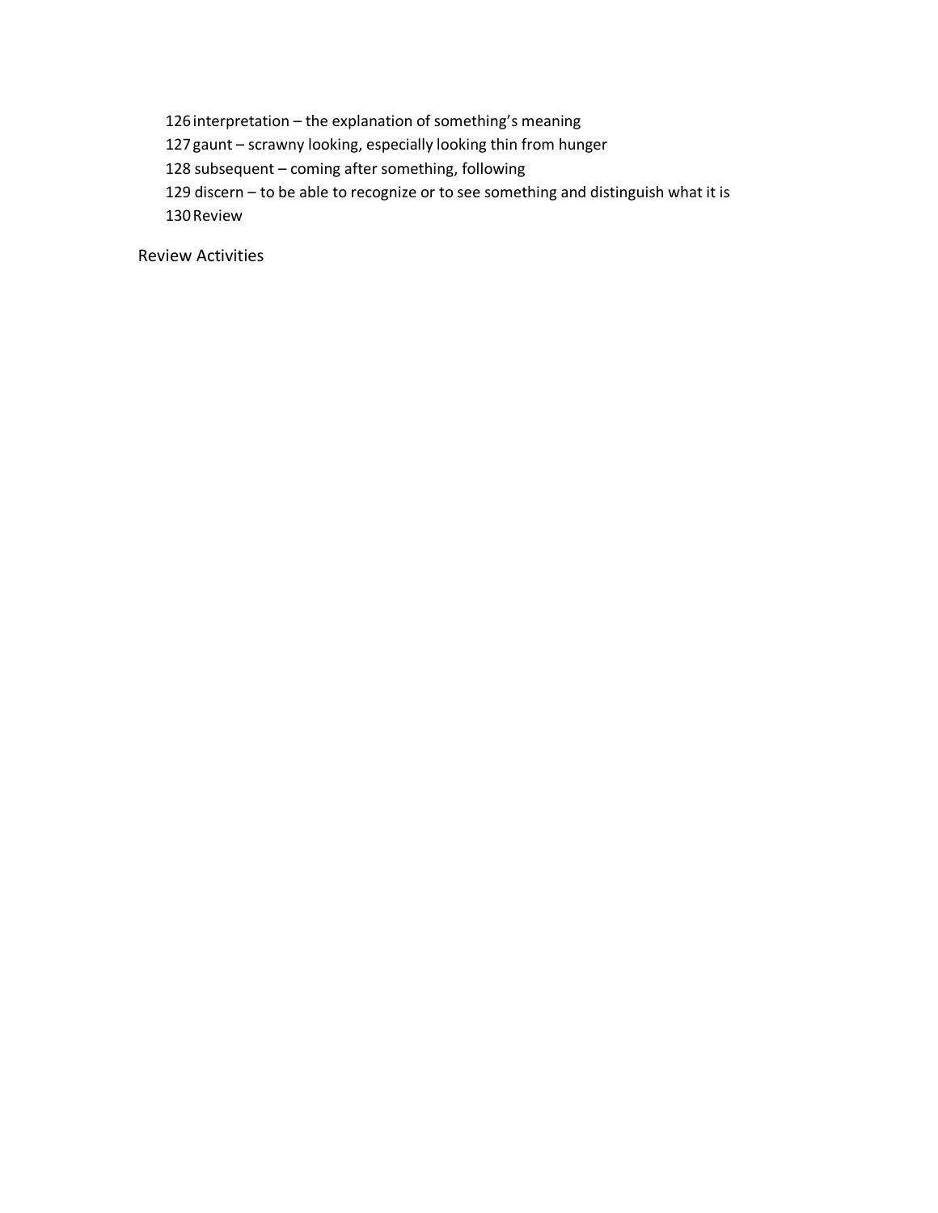126 interpretation – the explanation of something's meaning
127 gaunt – scrawny looking, especially looking thin from hunger
128 subsequent – coming after something, following
129 discern – to be able to recognize or to see something and distinguish what it is
130 Review

Review Activities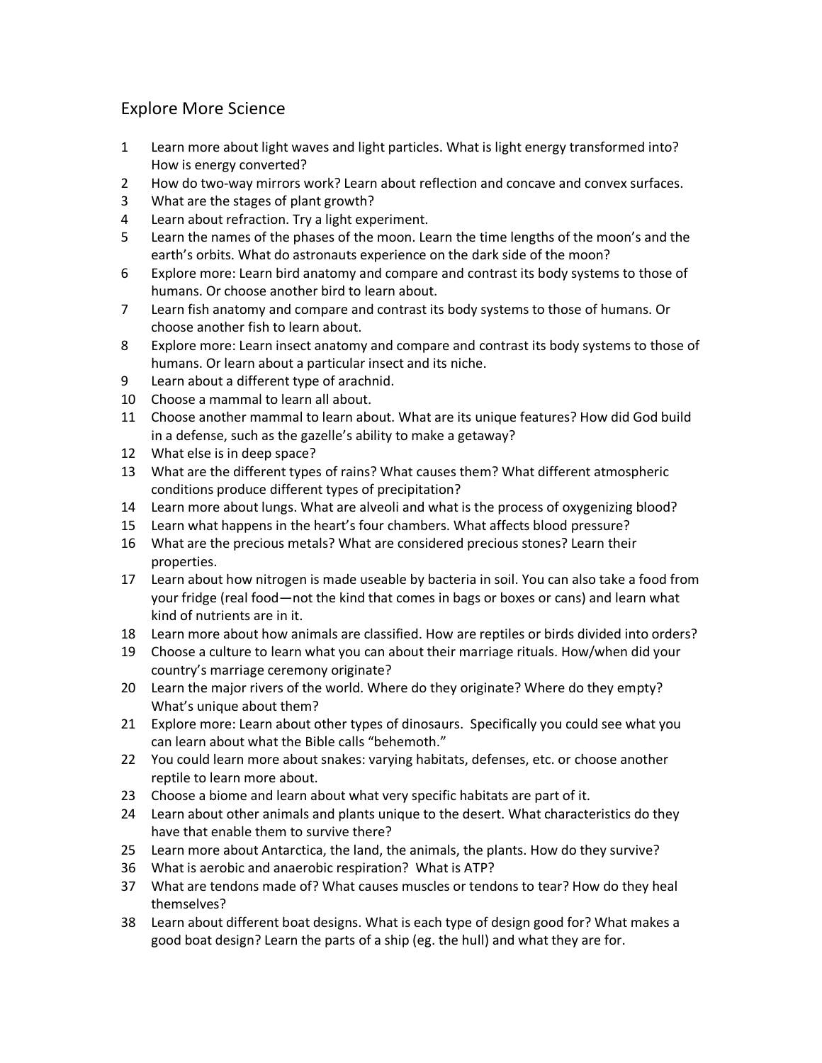# Explore More Science

1 Learn more about light waves and light particles. What is light energy transformed into? How is energy converted?

2 How do two-way mirrors work? Learn about reflection and concave and convex surfaces.

3 What are the stages of plant growth?

4 Learn about refraction. Try a light experiment.

5 Learn the names of the phases of the moon. Learn the time lengths of the moon's and the earth's orbits. What do astronauts experience on the dark side of the moon?

6 Explore more: Learn bird anatomy and compare and contrast its body systems to those of humans. Or choose another bird to learn about.

7 Learn fish anatomy and compare and contrast its body systems to those of humans. Or choose another fish to learn about.

8 Explore more: Learn insect anatomy and compare and contrast its body systems to those of humans. Or learn about a particular insect and its niche.

9 Learn about a different type of arachnid.

10 Choose a mammal to learn all about.

11 Choose another mammal to learn about. What are its unique features? How did God build in a defense, such as the gazelle's ability to make a getaway?

12 What else is in deep space?

13 What are the different types of rains? What causes them? What different atmospheric conditions produce different types of precipitation?

14 Learn more about lungs. What are alveoli and what is the process of oxygenizing blood?

15 Learn what happens in the heart's four chambers. What affects blood pressure?

16 What are the precious metals? What are considered precious stones? Learn their properties.

17 Learn about how nitrogen is made useable by bacteria in soil. You can also take a food from your fridge (real food—not the kind that comes in bags or boxes or cans) and learn what kind of nutrients are in it.

18 Learn more about how animals are classified. How are reptiles or birds divided into orders?

19 Choose a culture to learn what you can about their marriage rituals. How/when did your country's marriage ceremony originate?

20 Learn the major rivers of the world. Where do they originate? Where do they empty? What's unique about them?

21 Explore more: Learn about other types of dinosaurs. Specifically you could see what you can learn about what the Bible calls "behemoth."

22 You could learn more about snakes: varying habitats, defenses, etc. or choose another reptile to learn more about.

23 Choose a biome and learn about what very specific habitats are part of it.

24 Learn about other animals and plants unique to the desert. What characteristics do they have that enable them to survive there?

25 Learn more about Antarctica, the land, the animals, the plants. How do they survive?

36 What is aerobic and anaerobic respiration? What is ATP?

37 What are tendons made of? What causes muscles or tendons to tear? How do they heal themselves?

38 Learn about different boat designs. What is each type of design good for? What makes a good boat design? Learn the parts of a ship (eg. the hull) and what they are for.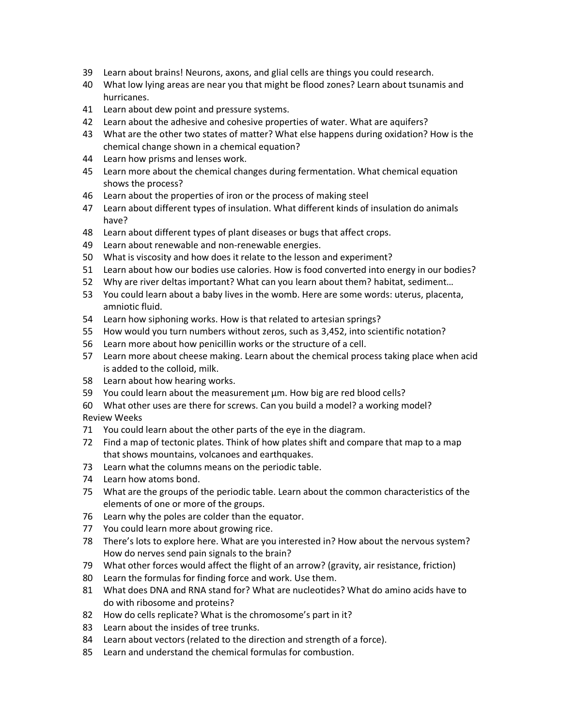39 Learn about brains! Neurons, axons, and glial cells are things you could research.
40 What low lying areas are near you that might be flood zones? Learn about tsunamis and hurricanes.
41 Learn about dew point and pressure systems.
42 Learn about the adhesive and cohesive properties of water. What are aquifers?
43 What are the other two states of matter? What else happens during oxidation? How is the chemical change shown in a chemical equation?
44 Learn how prisms and lenses work.
45 Learn more about the chemical changes during fermentation. What chemical equation shows the process?
46 Learn about the properties of iron or the process of making steel
47 Learn about different types of insulation. What different kinds of insulation do animals have?
48 Learn about different types of plant diseases or bugs that affect crops.
49 Learn about renewable and non-renewable energies.
50 What is viscosity and how does it relate to the lesson and experiment?
51 Learn about how our bodies use calories. How is food converted into energy in our bodies?
52 Why are river deltas important? What can you learn about them? habitat, sediment…
53 You could learn about a baby lives in the womb. Here are some words: uterus, placenta, amniotic fluid.
54 Learn how siphoning works. How is that related to artesian springs?
55 How would you turn numbers without zeros, such as 3,452, into scientific notation?
56 Learn more about how penicillin works or the structure of a cell.
57 Learn more about cheese making. Learn about the chemical process taking place when acid is added to the colloid, milk.
58 Learn about how hearing works.
59 You could learn about the measurement µm. How big are red blood cells?
60 What other uses are there for screws. Can you build a model? a working model?

Review Weeks

71 You could learn about the other parts of the eye in the diagram.
72 Find a map of tectonic plates. Think of how plates shift and compare that map to a map that shows mountains, volcanoes and earthquakes.
73 Learn what the columns means on the periodic table.
74 Learn how atoms bond.
75 What are the groups of the periodic table. Learn about the common characteristics of the elements of one or more of the groups.
76 Learn why the poles are colder than the equator.
77 You could learn more about growing rice.
78 There's lots to explore here. What are you interested in? How about the nervous system? How do nerves send pain signals to the brain?
79 What other forces would affect the flight of an arrow? (gravity, air resistance, friction)
80 Learn the formulas for finding force and work. Use them.
81 What does DNA and RNA stand for? What are nucleotides? What do amino acids have to do with ribosome and proteins?
82 How do cells replicate? What is the chromosome's part in it?
83 Learn about the insides of tree trunks.
84 Learn about vectors (related to the direction and strength of a force).
85 Learn and understand the chemical formulas for combustion.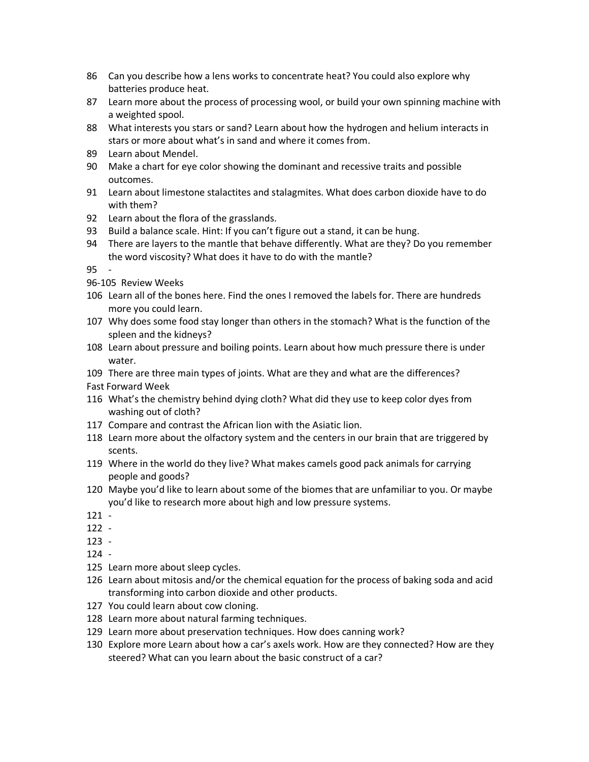86 Can you describe how a lens works to concentrate heat? You could also explore why batteries produce heat.

87 Learn more about the process of processing wool, or build your own spinning machine with a weighted spool.

88 What interests you stars or sand? Learn about how the hydrogen and helium interacts in stars or more about what's in sand and where it comes from.

89 Learn about Mendel.

90 Make a chart for eye color showing the dominant and recessive traits and possible outcomes.

91 Learn about limestone stalactites and stalagmites. What does carbon dioxide have to do with them?

92 Learn about the flora of the grasslands.

93 Build a balance scale. Hint: If you can't figure out a stand, it can be hung.

94 There are layers to the mantle that behave differently. What are they? Do you remember the word viscosity? What does it have to do with the mantle?

95 -

96-105 Review Weeks

106 Learn all of the bones here. Find the ones I removed the labels for. There are hundreds more you could learn.

107 Why does some food stay longer than others in the stomach? What is the function of the spleen and the kidneys?

108 Learn about pressure and boiling points. Learn about how much pressure there is under water.

109 There are three main types of joints. What are they and what are the differences?

Fast Forward Week

116 What's the chemistry behind dying cloth? What did they use to keep color dyes from washing out of cloth?

117 Compare and contrast the African lion with the Asiatic lion.

118 Learn more about the olfactory system and the centers in our brain that are triggered by scents.

119 Where in the world do they live? What makes camels good pack animals for carrying people and goods?

120 Maybe you'd like to learn about some of the biomes that are unfamiliar to you. Or maybe you'd like to research more about high and low pressure systems.

121 -

122 -

123 -

124 -

125 Learn more about sleep cycles.

126 Learn about mitosis and/or the chemical equation for the process of baking soda and acid transforming into carbon dioxide and other products.

127 You could learn about cow cloning.

128 Learn more about natural farming techniques.

129 Learn more about preservation techniques. How does canning work?

130 Explore more Learn about how a car's axels work. How are they connected? How are they steered? What can you learn about the basic construct of a car?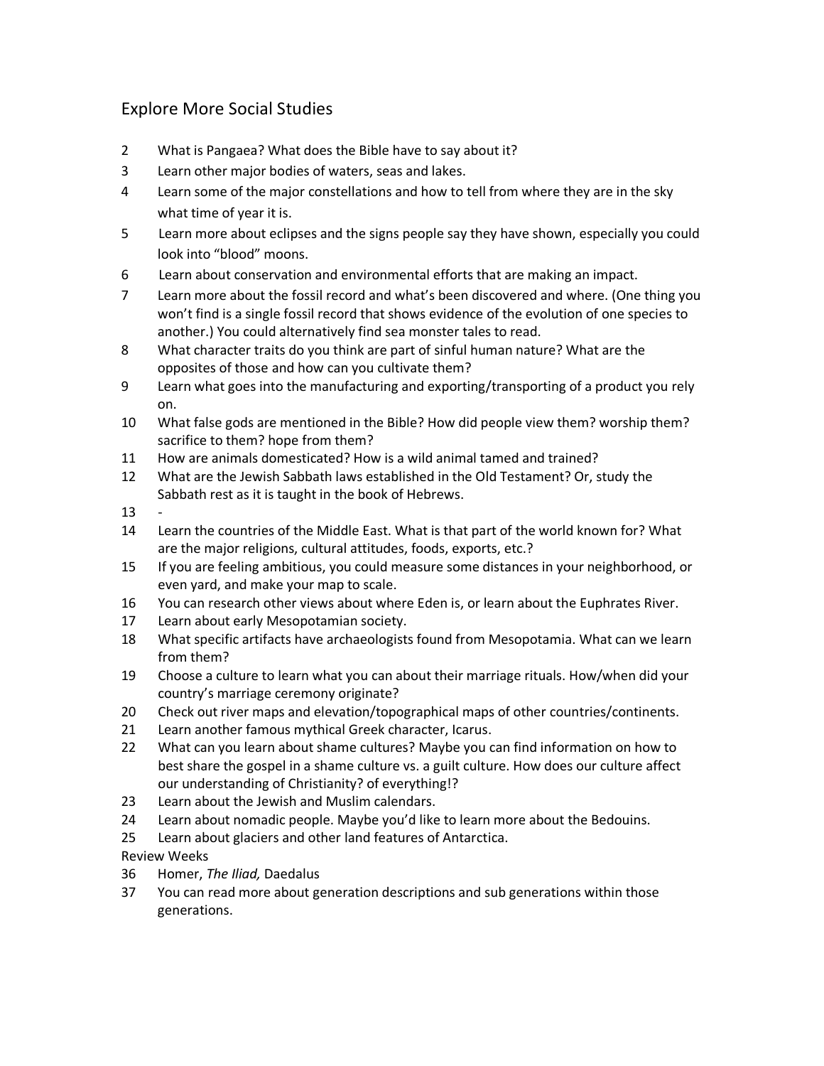## Explore More Social Studies

2 What is Pangaea? What does the Bible have to say about it?

3 Learn other major bodies of waters, seas and lakes.

4 Learn some of the major constellations and how to tell from where they are in the sky what time of year it is.

5 Learn more about eclipses and the signs people say they have shown, especially you could look into “blood” moons.

6 Learn about conservation and environmental efforts that are making an impact.

7 Learn more about the fossil record and what’s been discovered and where. (One thing you won’t find is a single fossil record that shows evidence of the evolution of one species to another.) You could alternatively find sea monster tales to read.

8 What character traits do you think are part of sinful human nature? What are the opposites of those and how can you cultivate them?

9 Learn what goes into the manufacturing and exporting/transporting of a product you rely on.

10 What false gods are mentioned in the Bible? How did people view them? worship them? sacrifice to them? hope from them?

11 How are animals domesticated? How is a wild animal tamed and trained?

12 What are the Jewish Sabbath laws established in the Old Testament? Or, study the Sabbath rest as it is taught in the book of Hebrews.

13 -

14 Learn the countries of the Middle East. What is that part of the world known for? What are the major religions, cultural attitudes, foods, exports, etc.?

15 If you are feeling ambitious, you could measure some distances in your neighborhood, or even yard, and make your map to scale.

16 You can research other views about where Eden is, or learn about the Euphrates River.

17 Learn about early Mesopotamian society.

18 What specific artifacts have archaeologists found from Mesopotamia. What can we learn from them?

19 Choose a culture to learn what you can about their marriage rituals. How/when did your country’s marriage ceremony originate?

20 Check out river maps and elevation/topographical maps of other countries/continents.

21 Learn another famous mythical Greek character, Icarus.

22 What can you learn about shame cultures? Maybe you can find information on how to best share the gospel in a shame culture vs. a guilt culture. How does our culture affect our understanding of Christianity? of everything!?

23 Learn about the Jewish and Muslim calendars.

24 Learn about nomadic people. Maybe you’d like to learn more about the Bedouins.

25 Learn about glaciers and other land features of Antarctica.

Review Weeks

36 Homer, *The Iliad,* Daedalus

37 You can read more about generation descriptions and sub generations within those generations.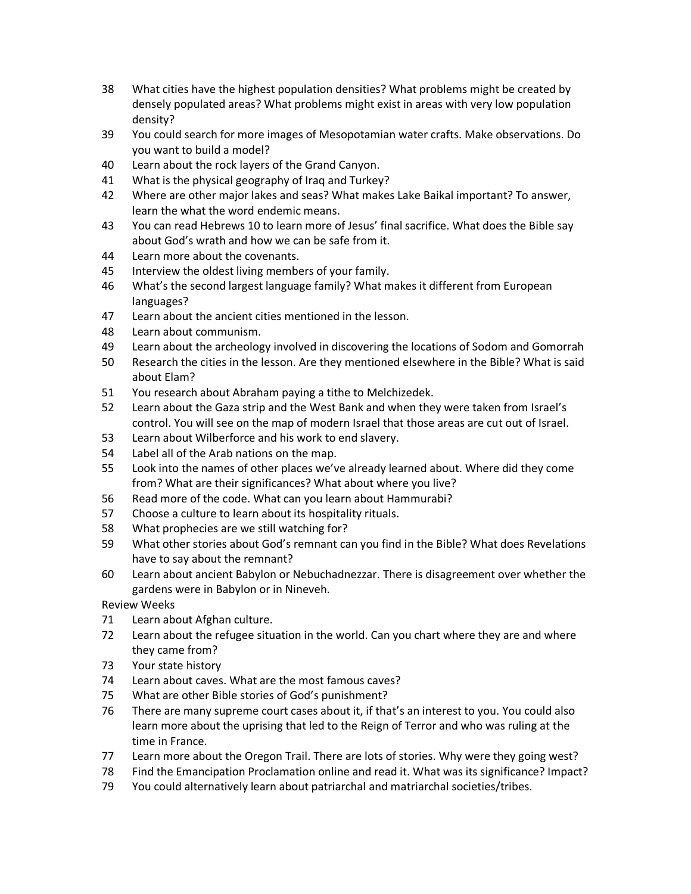38 What cities have the highest population densities? What problems might be created by densely populated areas? What problems might exist in areas with very low population density?

39 You could search for more images of Mesopotamian water crafts. Make observations. Do you want to build a model?

40 Learn about the rock layers of the Grand Canyon.

41 What is the physical geography of Iraq and Turkey?

42 Where are other major lakes and seas? What makes Lake Baikal important? To answer, learn the what the word endemic means.

43 You can read Hebrews 10 to learn more of Jesus' final sacrifice. What does the Bible say about God's wrath and how we can be safe from it.

44 Learn more about the covenants.

45 Interview the oldest living members of your family.

46 What's the second largest language family? What makes it different from European languages?

47 Learn about the ancient cities mentioned in the lesson.

48 Learn about communism.

49 Learn about the archeology involved in discovering the locations of Sodom and Gomorrah

50 Research the cities in the lesson. Are they mentioned elsewhere in the Bible? What is said about Elam?

51 You research about Abraham paying a tithe to Melchizedek.

52 Learn about the Gaza strip and the West Bank and when they were taken from Israel's control. You will see on the map of modern Israel that those areas are cut out of Israel.

53 Learn about Wilberforce and his work to end slavery.

54 Label all of the Arab nations on the map.

55 Look into the names of other places we've already learned about. Where did they come from? What are their significances? What about where you live?

56 Read more of the code. What can you learn about Hammurabi?

57 Choose a culture to learn about its hospitality rituals.

58 What prophecies are we still watching for?

59 What other stories about God's remnant can you find in the Bible? What does Revelations have to say about the remnant?

60 Learn about ancient Babylon or Nebuchadnezzar. There is disagreement over whether the gardens were in Babylon or in Nineveh.

Review Weeks

71 Learn about Afghan culture.

72 Learn about the refugee situation in the world. Can you chart where they are and where they came from?

73 Your state history

74 Learn about caves. What are the most famous caves?

75 What are other Bible stories of God's punishment?

76 There are many supreme court cases about it, if that's an interest to you. You could also learn more about the uprising that led to the Reign of Terror and who was ruling at the time in France.

77 Learn more about the Oregon Trail. There are lots of stories. Why were they going west?

78 Find the Emancipation Proclamation online and read it. What was its significance? Impact?

79 You could alternatively learn about patriarchal and matriarchal societies/tribes.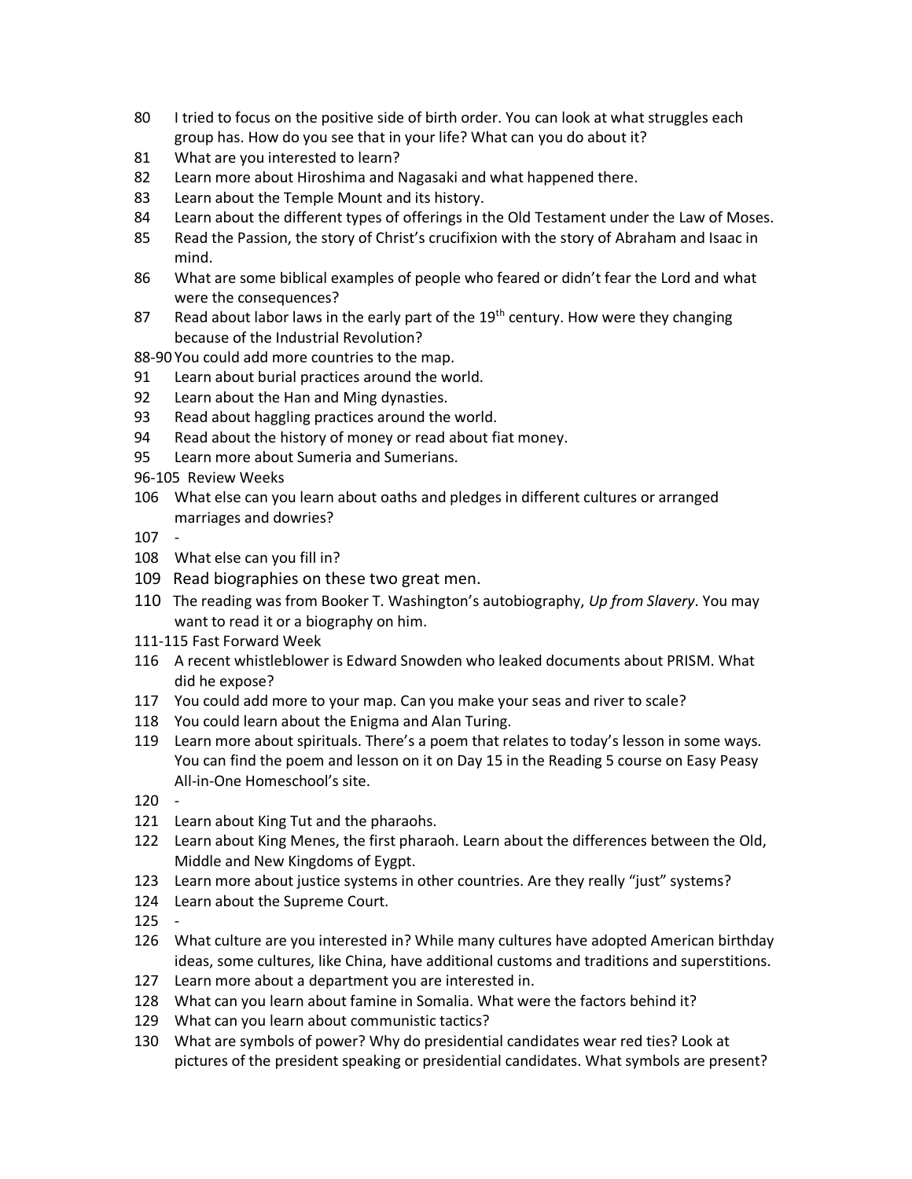80 I tried to focus on the positive side of birth order. You can look at what struggles each group has. How do you see that in your life? What can you do about it?

81 What are you interested to learn?

82 Learn more about Hiroshima and Nagasaki and what happened there.

83 Learn about the Temple Mount and its history.

84 Learn about the different types of offerings in the Old Testament under the Law of Moses.

85 Read the Passion, the story of Christ's crucifixion with the story of Abraham and Isaac in mind.

86 What are some biblical examples of people who feared or didn't fear the Lord and what were the consequences?

87 Read about labor laws in the early part of the 19th century. How were they changing because of the Industrial Revolution?

88-90 You could add more countries to the map.

91 Learn about burial practices around the world.

92 Learn about the Han and Ming dynasties.

93 Read about haggling practices around the world.

94 Read about the history of money or read about fiat money.

95 Learn more about Sumeria and Sumerians.

96-105 Review Weeks

106 What else can you learn about oaths and pledges in different cultures or arranged marriages and dowries?

107 -

108 What else can you fill in?

109 Read biographies on these two great men.

110 The reading was from Booker T. Washington's autobiography, *Up from Slavery*. You may want to read it or a biography on him.

111-115 Fast Forward Week

116 A recent whistleblower is Edward Snowden who leaked documents about PRISM. What did he expose?

117 You could add more to your map. Can you make your seas and river to scale?

118 You could learn about the Enigma and Alan Turing.

119 Learn more about spirituals. There's a poem that relates to today's lesson in some ways. You can find the poem and lesson on it on Day 15 in the Reading 5 course on Easy Peasy All-in-One Homeschool's site.

120 -

121 Learn about King Tut and the pharaohs.

122 Learn about King Menes, the first pharaoh. Learn about the differences between the Old, Middle and New Kingdoms of Eygpt.

123 Learn more about justice systems in other countries. Are they really "just" systems?

124 Learn about the Supreme Court.

125 -

126 What culture are you interested in? While many cultures have adopted American birthday ideas, some cultures, like China, have additional customs and traditions and superstitions.

127 Learn more about a department you are interested in.

128 What can you learn about famine in Somalia. What were the factors behind it?

129 What can you learn about communistic tactics?

130 What are symbols of power? Why do presidential candidates wear red ties? Look at pictures of the president speaking or presidential candidates. What symbols are present?